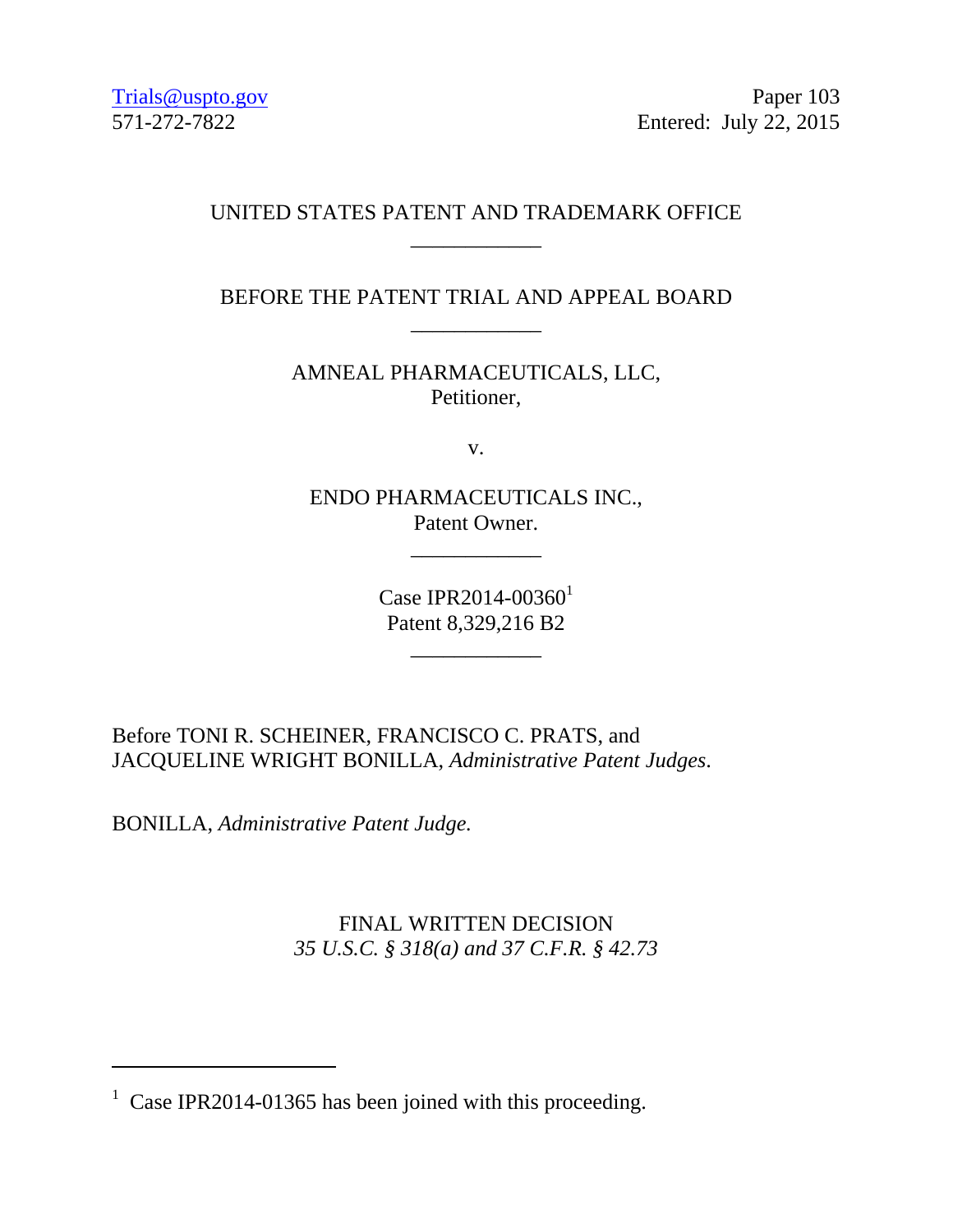Trials@uspto.gov
571-272-7822

Paper 103
Entered: July 22, 2015

UNITED STATES PATENT AND TRADEMARK OFFICE

____________

BEFORE THE PATENT TRIAL AND APPEAL BOARD

____________

AMNEAL PHARMACEUTICALS, LLC,
Petitioner,

v.

ENDO PHARMACEUTICALS INC.,
Patent Owner.

____________

Case IPR2014-00360[1]
Patent 8,329,216 B2

____________

Before TONI R. SCHEINER, FRANCISCO C. PRATS, and JACQUELINE WRIGHT BONILLA, *Administrative Patent Judges*.

BONILLA, *Administrative Patent Judge.*

FINAL WRITTEN DECISION
*35 U.S.C. § 318(a) and 37 C.F.R. § 42.73*

---

[1] Case IPR2014-01365 has been joined with this proceeding.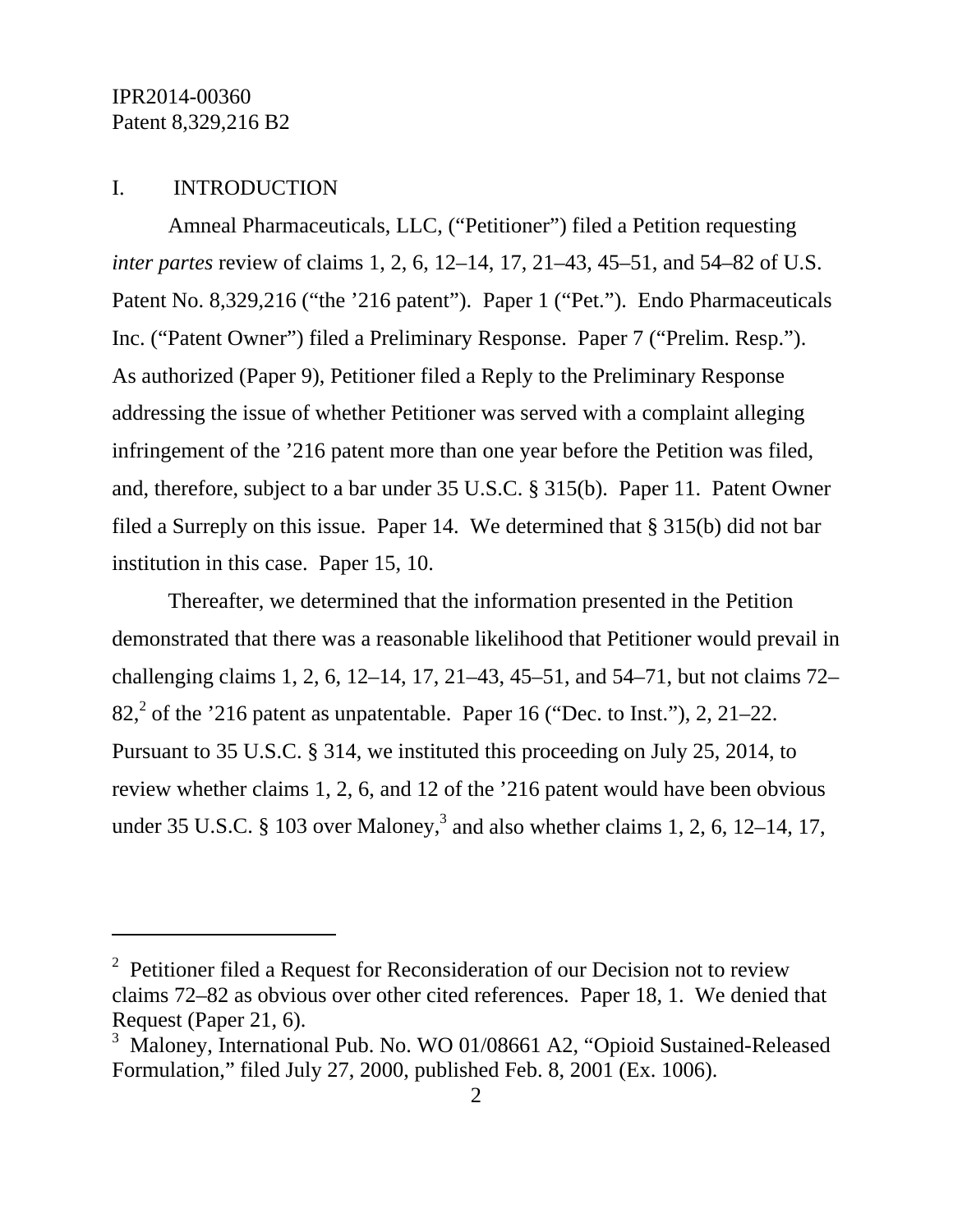## I. INTRODUCTION

Amneal Pharmaceuticals, LLC, ("Petitioner") filed a Petition requesting *inter partes* review of claims 1, 2, 6, 12–14, 17, 21–43, 45–51, and 54–82 of U.S. Patent No. 8,329,216 ("the '216 patent"). Paper 1 ("Pet."). Endo Pharmaceuticals Inc. ("Patent Owner") filed a Preliminary Response. Paper 7 ("Prelim. Resp."). As authorized (Paper 9), Petitioner filed a Reply to the Preliminary Response addressing the issue of whether Petitioner was served with a complaint alleging infringement of the '216 patent more than one year before the Petition was filed, and, therefore, subject to a bar under 35 U.S.C. § 315(b). Paper 11. Patent Owner filed a Surreply on this issue. Paper 14. We determined that § 315(b) did not bar institution in this case. Paper 15, 10.

Thereafter, we determined that the information presented in the Petition demonstrated that there was a reasonable likelihood that Petitioner would prevail in challenging claims 1, 2, 6, 12–14, 17, 21–43, 45–51, and 54–71, but not claims 72–82,[2] of the '216 patent as unpatentable. Paper 16 ("Dec. to Inst."), 2, 21–22. Pursuant to 35 U.S.C. § 314, we instituted this proceeding on July 25, 2014, to review whether claims 1, 2, 6, and 12 of the '216 patent would have been obvious under 35 U.S.C. § 103 over Maloney,[3] and also whether claims 1, 2, 6, 12–14, 17,

---

[2] Petitioner filed a Request for Reconsideration of our Decision not to review claims 72–82 as obvious over other cited references. Paper 18, 1. We denied that Request (Paper 21, 6).

[3] Maloney, International Pub. No. WO 01/08661 A2, "Opioid Sustained-Released Formulation," filed July 27, 2000, published Feb. 8, 2001 (Ex. 1006).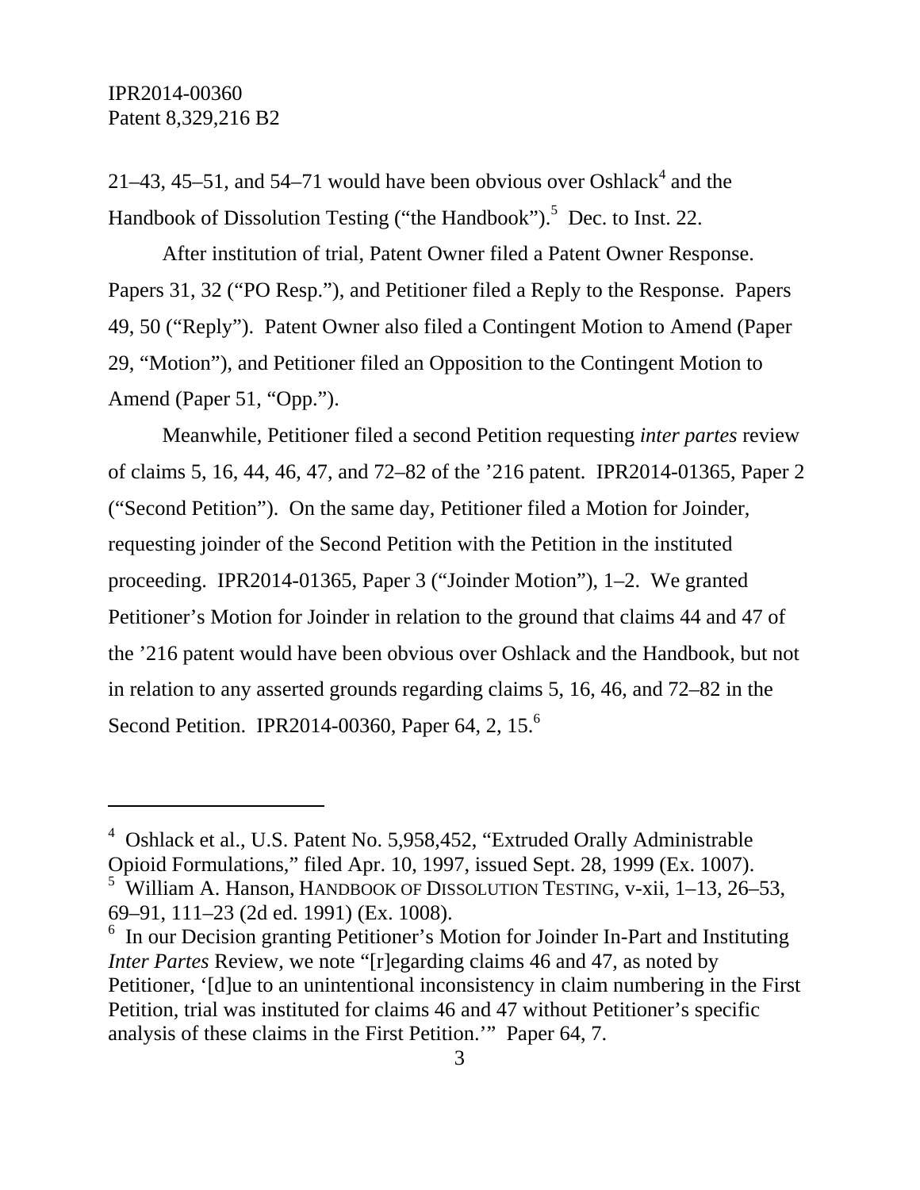21–43, 45–51, and 54–71 would have been obvious over Oshlack[4] and the Handbook of Dissolution Testing ("the Handbook").[5] Dec. to Inst. 22.

After institution of trial, Patent Owner filed a Patent Owner Response. Papers 31, 32 ("PO Resp."), and Petitioner filed a Reply to the Response. Papers 49, 50 ("Reply"). Patent Owner also filed a Contingent Motion to Amend (Paper 29, "Motion"), and Petitioner filed an Opposition to the Contingent Motion to Amend (Paper 51, "Opp.").

Meanwhile, Petitioner filed a second Petition requesting *inter partes* review of claims 5, 16, 44, 46, 47, and 72–82 of the '216 patent. IPR2014-01365, Paper 2 ("Second Petition"). On the same day, Petitioner filed a Motion for Joinder, requesting joinder of the Second Petition with the Petition in the instituted proceeding. IPR2014-01365, Paper 3 ("Joinder Motion"), 1–2. We granted Petitioner's Motion for Joinder in relation to the ground that claims 44 and 47 of the '216 patent would have been obvious over Oshlack and the Handbook, but not in relation to any asserted grounds regarding claims 5, 16, 46, and 72–82 in the Second Petition. IPR2014-00360, Paper 64, 2, 15.[6]

---

[4] Oshlack et al., U.S. Patent No. 5,958,452, "Extruded Orally Administrable Opioid Formulations," filed Apr. 10, 1997, issued Sept. 28, 1999 (Ex. 1007).

[5] William A. Hanson, HANDBOOK OF DISSOLUTION TESTING, v-xii, 1–13, 26–53, 69–91, 111–23 (2d ed. 1991) (Ex. 1008).

[6] In our Decision granting Petitioner's Motion for Joinder In-Part and Instituting *Inter Partes* Review, we note "[r]egarding claims 46 and 47, as noted by Petitioner, '[d]ue to an unintentional inconsistency in claim numbering in the First Petition, trial was instituted for claims 46 and 47 without Petitioner's specific analysis of these claims in the First Petition.'" Paper 64, 7.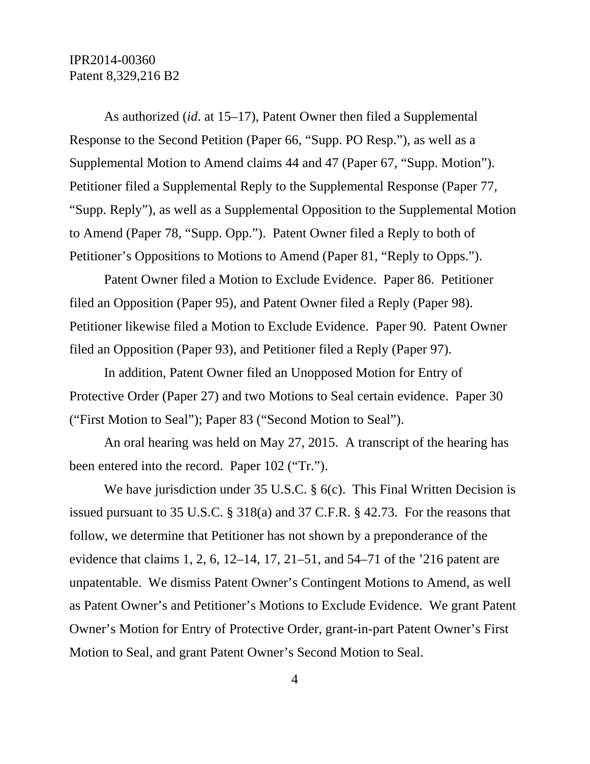As authorized (*id*. at 15–17), Patent Owner then filed a Supplemental Response to the Second Petition (Paper 66, "Supp. PO Resp."), as well as a Supplemental Motion to Amend claims 44 and 47 (Paper 67, "Supp. Motion"). Petitioner filed a Supplemental Reply to the Supplemental Response (Paper 77, "Supp. Reply"), as well as a Supplemental Opposition to the Supplemental Motion to Amend (Paper 78, "Supp. Opp."). Patent Owner filed a Reply to both of Petitioner's Oppositions to Motions to Amend (Paper 81, "Reply to Opps.").

Patent Owner filed a Motion to Exclude Evidence. Paper 86. Petitioner filed an Opposition (Paper 95), and Patent Owner filed a Reply (Paper 98). Petitioner likewise filed a Motion to Exclude Evidence. Paper 90. Patent Owner filed an Opposition (Paper 93), and Petitioner filed a Reply (Paper 97).

In addition, Patent Owner filed an Unopposed Motion for Entry of Protective Order (Paper 27) and two Motions to Seal certain evidence. Paper 30 ("First Motion to Seal"); Paper 83 ("Second Motion to Seal").

An oral hearing was held on May 27, 2015. A transcript of the hearing has been entered into the record. Paper 102 ("Tr.").

We have jurisdiction under 35 U.S.C. § 6(c). This Final Written Decision is issued pursuant to 35 U.S.C. § 318(a) and 37 C.F.R. § 42.73. For the reasons that follow, we determine that Petitioner has not shown by a preponderance of the evidence that claims 1, 2, 6, 12–14, 17, 21–51, and 54–71 of the '216 patent are unpatentable. We dismiss Patent Owner's Contingent Motions to Amend, as well as Patent Owner's and Petitioner's Motions to Exclude Evidence. We grant Patent Owner's Motion for Entry of Protective Order, grant-in-part Patent Owner's First Motion to Seal, and grant Patent Owner's Second Motion to Seal.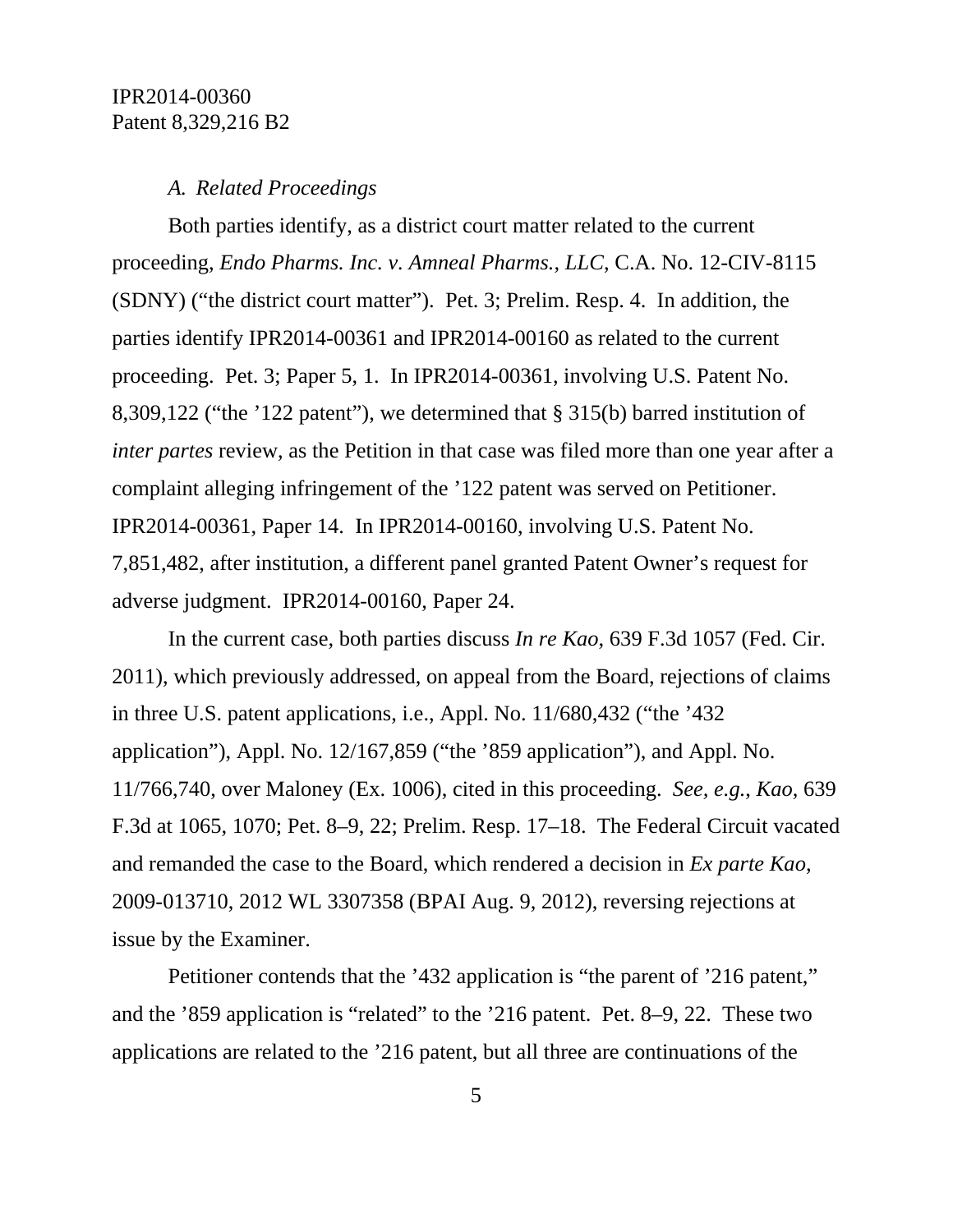*A. Related Proceedings*

Both parties identify, as a district court matter related to the current proceeding, *Endo Pharms. Inc. v. Amneal Pharms., LLC*, C.A. No. 12-CIV-8115 (SDNY) ("the district court matter"). Pet. 3; Prelim. Resp. 4. In addition, the parties identify IPR2014-00361 and IPR2014-00160 as related to the current proceeding. Pet. 3; Paper 5, 1. In IPR2014-00361, involving U.S. Patent No. 8,309,122 ("the '122 patent"), we determined that § 315(b) barred institution of *inter partes* review, as the Petition in that case was filed more than one year after a complaint alleging infringement of the '122 patent was served on Petitioner. IPR2014-00361, Paper 14. In IPR2014-00160, involving U.S. Patent No. 7,851,482, after institution, a different panel granted Patent Owner's request for adverse judgment. IPR2014-00160, Paper 24.

In the current case, both parties discuss *In re Kao*, 639 F.3d 1057 (Fed. Cir. 2011), which previously addressed, on appeal from the Board, rejections of claims in three U.S. patent applications, i.e., Appl. No. 11/680,432 ("the '432 application"), Appl. No. 12/167,859 ("the '859 application"), and Appl. No. 11/766,740, over Maloney (Ex. 1006), cited in this proceeding. *See, e.g.*, *Kao*, 639 F.3d at 1065, 1070; Pet. 8–9, 22; Prelim. Resp. 17–18. The Federal Circuit vacated and remanded the case to the Board, which rendered a decision in *Ex parte Kao*, 2009-013710, 2012 WL 3307358 (BPAI Aug. 9, 2012), reversing rejections at issue by the Examiner.

Petitioner contends that the '432 application is "the parent of '216 patent," and the '859 application is "related" to the '216 patent. Pet. 8–9, 22. These two applications are related to the '216 patent, but all three are continuations of the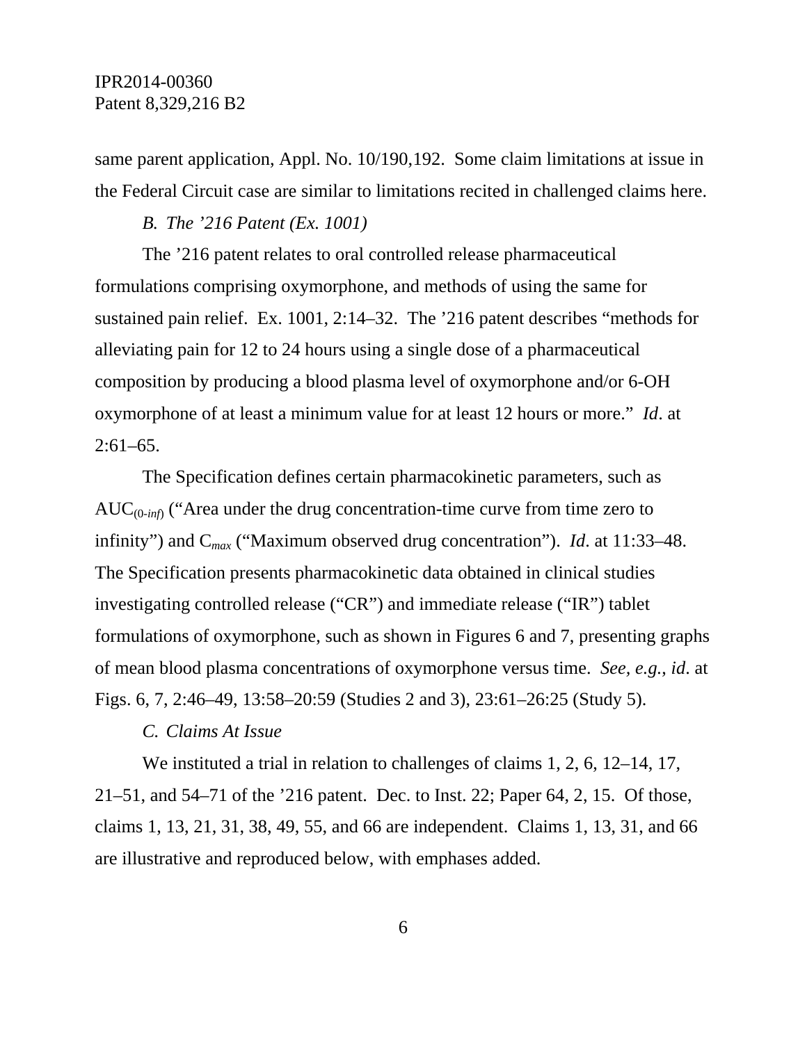same parent application, Appl. No. 10/190,192. Some claim limitations at issue in the Federal Circuit case are similar to limitations recited in challenged claims here.

*B. The ’216 Patent (Ex. 1001)*

The ’216 patent relates to oral controlled release pharmaceutical formulations comprising oxymorphone, and methods of using the same for sustained pain relief. Ex. 1001, 2:14–32. The ’216 patent describes “methods for alleviating pain for 12 to 24 hours using a single dose of a pharmaceutical composition by producing a blood plasma level of oxymorphone and/or 6-OH oxymorphone of at least a minimum value for at least 12 hours or more.” *Id*. at 2:61–65.

The Specification defines certain pharmacokinetic parameters, such as $AUC_{(0\text{-}inf)}$ (“Area under the drug concentration-time curve from time zero to infinity”) and $C_{max}$ (“Maximum observed drug concentration”). *Id*. at 11:33–48. The Specification presents pharmacokinetic data obtained in clinical studies investigating controlled release (“CR”) and immediate release (“IR”) tablet formulations of oxymorphone, such as shown in Figures 6 and 7, presenting graphs of mean blood plasma concentrations of oxymorphone versus time. *See, e.g.*, *id*. at Figs. 6, 7, 2:46–49, 13:58–20:59 (Studies 2 and 3), 23:61–26:25 (Study 5).

*C. Claims At Issue*

We instituted a trial in relation to challenges of claims 1, 2, 6, 12–14, 17, 21–51, and 54–71 of the ’216 patent. Dec. to Inst. 22; Paper 64, 2, 15. Of those, claims 1, 13, 21, 31, 38, 49, 55, and 66 are independent. Claims 1, 13, 31, and 66 are illustrative and reproduced below, with emphases added.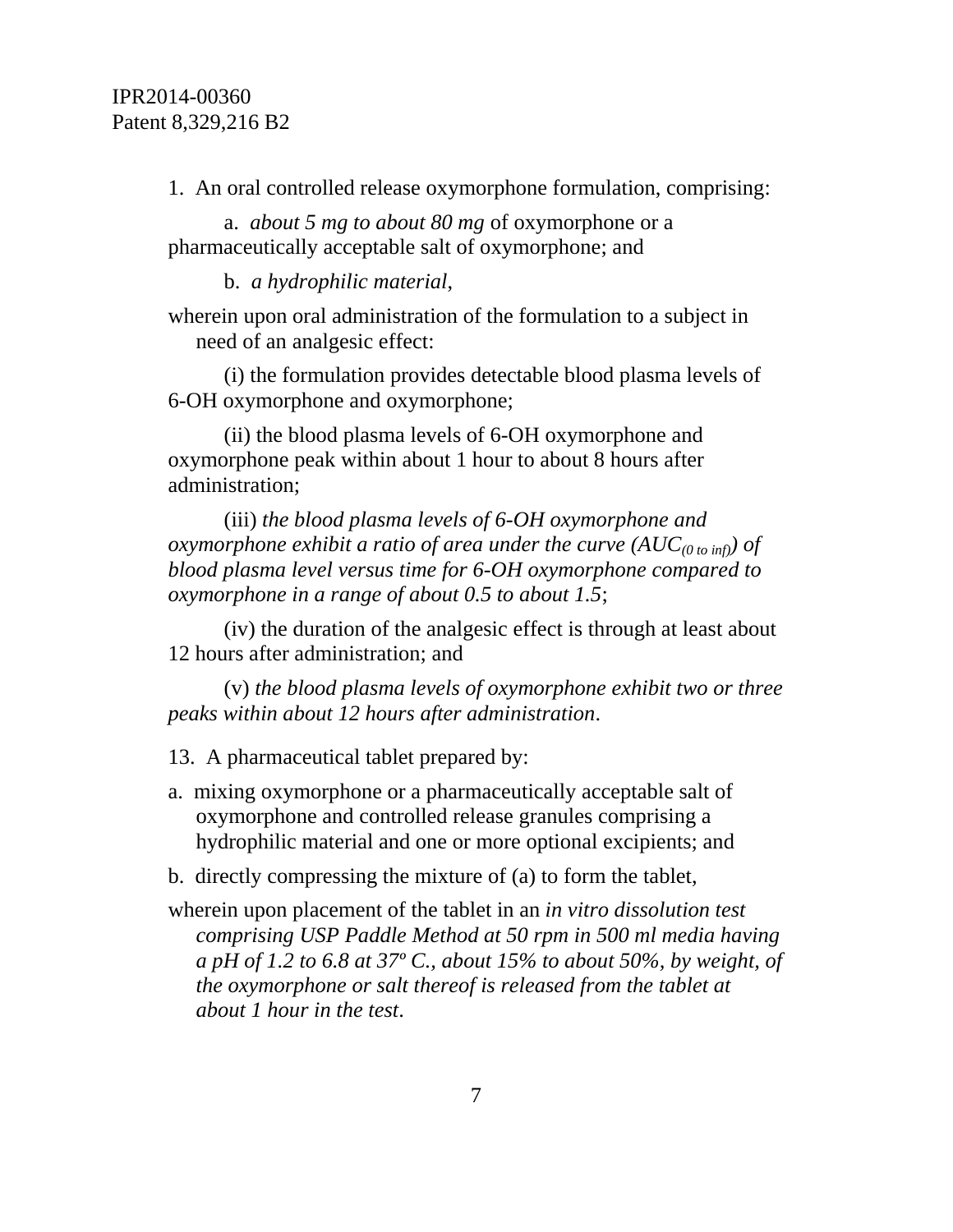1. An oral controlled release oxymorphone formulation, comprising:

a. *about 5 mg to about 80 mg* of oxymorphone or a pharmaceutically acceptable salt of oxymorphone; and

b. *a hydrophilic material*,

wherein upon oral administration of the formulation to a subject in need of an analgesic effect:

(i) the formulation provides detectable blood plasma levels of 6-OH oxymorphone and oxymorphone;

(ii) the blood plasma levels of 6-OH oxymorphone and oxymorphone peak within about 1 hour to about 8 hours after administration;

(iii) *the blood plasma levels of 6-OH oxymorphone and oxymorphone exhibit a ratio of area under the curve ($AUC_{(0\ to\ inf)}$) of blood plasma level versus time for 6-OH oxymorphone compared to oxymorphone in a range of about 0.5 to about 1.5*;

(iv) the duration of the analgesic effect is through at least about 12 hours after administration; and

(v) *the blood plasma levels of oxymorphone exhibit two or three peaks within about 12 hours after administration*.

13. A pharmaceutical tablet prepared by:

a. mixing oxymorphone or a pharmaceutically acceptable salt of oxymorphone and controlled release granules comprising a hydrophilic material and one or more optional excipients; and

b. directly compressing the mixture of (a) to form the tablet,

wherein upon placement of the tablet in an *in vitro dissolution test comprising USP Paddle Method at 50 rpm in 500 ml media having a pH of 1.2 to 6.8 at 37º C., about 15% to about 50%, by weight, of the oxymorphone or salt thereof is released from the tablet at about 1 hour in the test*.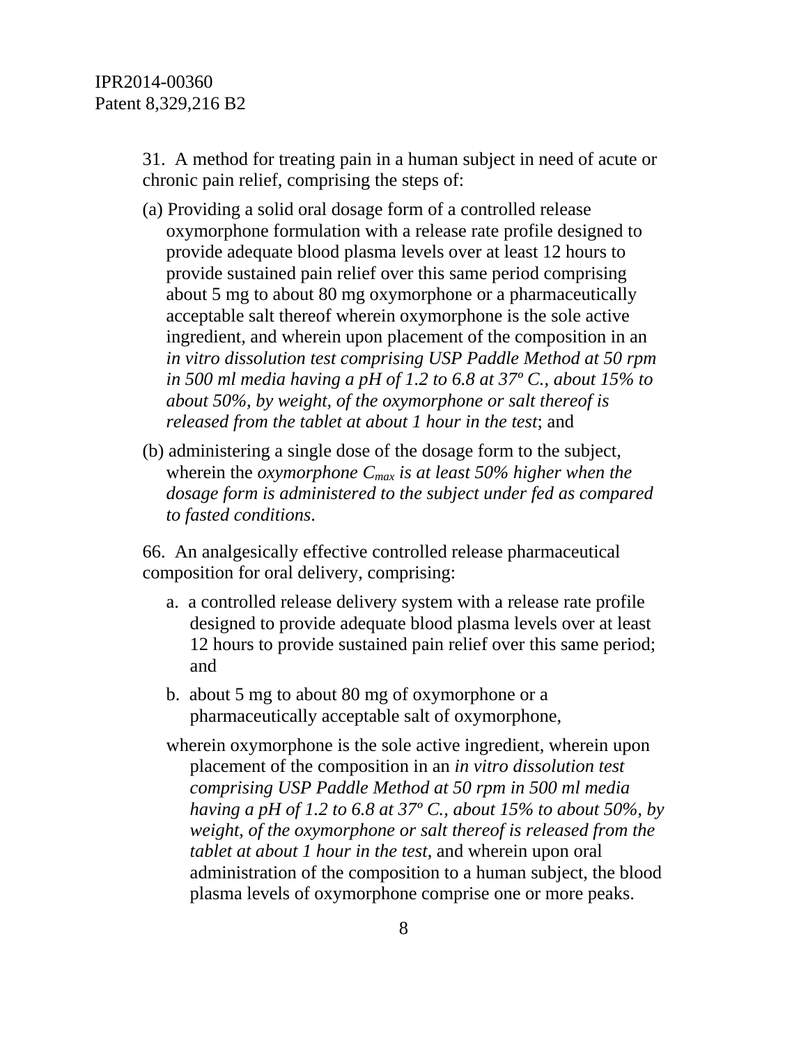31. A method for treating pain in a human subject in need of acute or chronic pain relief, comprising the steps of:

(a) Providing a solid oral dosage form of a controlled release oxymorphone formulation with a release rate profile designed to provide adequate blood plasma levels over at least 12 hours to provide sustained pain relief over this same period comprising about 5 mg to about 80 mg oxymorphone or a pharmaceutically acceptable salt thereof wherein oxymorphone is the sole active ingredient, and wherein upon placement of the composition in an *in vitro dissolution test comprising USP Paddle Method at 50 rpm in 500 ml media having a pH of 1.2 to 6.8 at 37º C., about 15% to about 50%, by weight, of the oxymorphone or salt thereof is released from the tablet at about 1 hour in the test*; and

(b) administering a single dose of the dosage form to the subject, wherein the *oxymorphone $C_{max}$ is at least 50% higher when the dosage form is administered to the subject under fed as compared to fasted conditions*.

66. An analgesically effective controlled release pharmaceutical composition for oral delivery, comprising:

a. a controlled release delivery system with a release rate profile designed to provide adequate blood plasma levels over at least 12 hours to provide sustained pain relief over this same period; and

b. about 5 mg to about 80 mg of oxymorphone or a pharmaceutically acceptable salt of oxymorphone,

wherein oxymorphone is the sole active ingredient, wherein upon placement of the composition in an *in vitro dissolution test comprising USP Paddle Method at 50 rpm in 500 ml media having a pH of 1.2 to 6.8 at 37º C., about 15% to about 50%, by weight, of the oxymorphone or salt thereof is released from the tablet at about 1 hour in the test*, and wherein upon oral administration of the composition to a human subject, the blood plasma levels of oxymorphone comprise one or more peaks.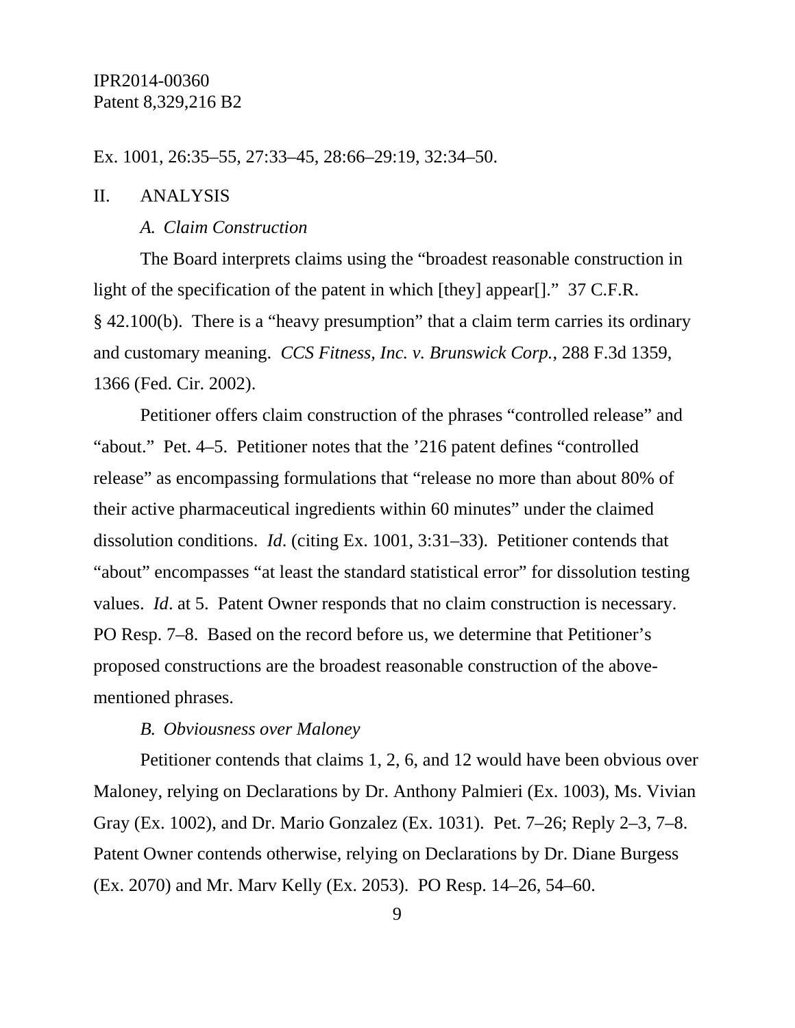Ex. 1001, 26:35–55, 27:33–45, 28:66–29:19, 32:34–50.

## II. ANALYSIS

### *A. Claim Construction*

The Board interprets claims using the "broadest reasonable construction in light of the specification of the patent in which [they] appear[]." 37 C.F.R. § 42.100(b). There is a "heavy presumption" that a claim term carries its ordinary and customary meaning. *CCS Fitness, Inc. v. Brunswick Corp.*, 288 F.3d 1359, 1366 (Fed. Cir. 2002).

Petitioner offers claim construction of the phrases "controlled release" and "about." Pet. 4–5. Petitioner notes that the '216 patent defines "controlled release" as encompassing formulations that "release no more than about 80% of their active pharmaceutical ingredients within 60 minutes" under the claimed dissolution conditions. *Id*. (citing Ex. 1001, 3:31–33). Petitioner contends that "about" encompasses "at least the standard statistical error" for dissolution testing values. *Id*. at 5. Patent Owner responds that no claim construction is necessary. PO Resp. 7–8. Based on the record before us, we determine that Petitioner's proposed constructions are the broadest reasonable construction of the above-mentioned phrases.

### *B. Obviousness over Maloney*

Petitioner contends that claims 1, 2, 6, and 12 would have been obvious over Maloney, relying on Declarations by Dr. Anthony Palmieri (Ex. 1003), Ms. Vivian Gray (Ex. 1002), and Dr. Mario Gonzalez (Ex. 1031). Pet. 7–26; Reply 2–3, 7–8. Patent Owner contends otherwise, relying on Declarations by Dr. Diane Burgess (Ex. 2070) and Mr. Marv Kelly (Ex. 2053). PO Resp. 14–26, 54–60.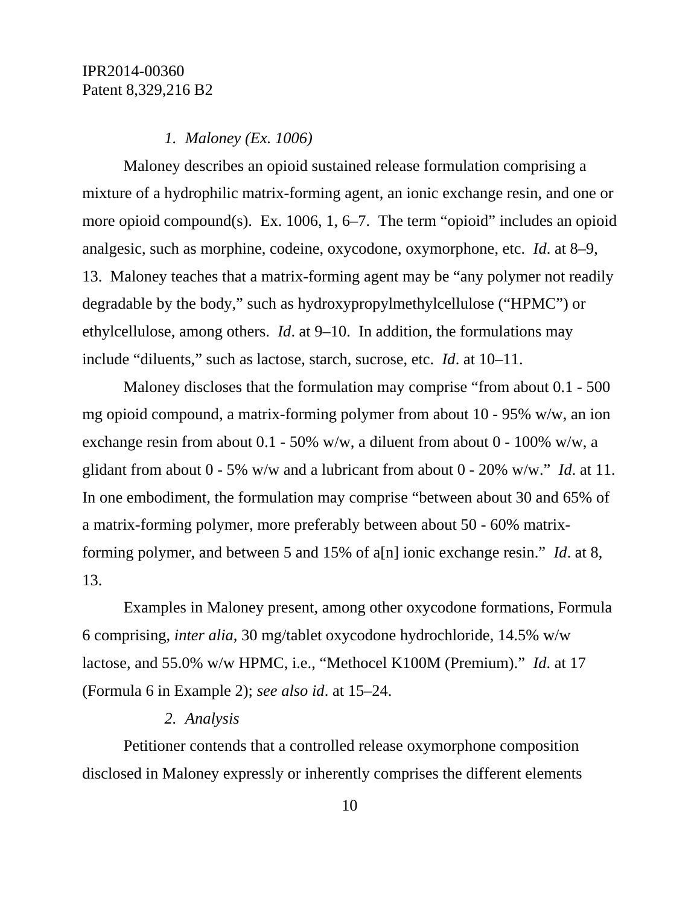*1. Maloney (Ex. 1006)*

Maloney describes an opioid sustained release formulation comprising a mixture of a hydrophilic matrix-forming agent, an ionic exchange resin, and one or more opioid compound(s). Ex. 1006, 1, 6–7. The term "opioid" includes an opioid analgesic, such as morphine, codeine, oxycodone, oxymorphone, etc. *Id*. at 8–9, 13. Maloney teaches that a matrix-forming agent may be "any polymer not readily degradable by the body," such as hydroxypropylmethylcellulose ("HPMC") or ethylcellulose, among others. *Id*. at 9–10. In addition, the formulations may include "diluents," such as lactose, starch, sucrose, etc. *Id*. at 10–11.

Maloney discloses that the formulation may comprise "from about 0.1 - 500 mg opioid compound, a matrix-forming polymer from about 10 - 95% w/w, an ion exchange resin from about 0.1 - 50% w/w, a diluent from about 0 - 100% w/w, a glidant from about 0 - 5% w/w and a lubricant from about 0 - 20% w/w." *Id*. at 11. In one embodiment, the formulation may comprise "between about 30 and 65% of a matrix-forming polymer, more preferably between about 50 - 60% matrix-forming polymer, and between 5 and 15% of a[n] ionic exchange resin." *Id*. at 8, 13.

Examples in Maloney present, among other oxycodone formations, Formula 6 comprising, *inter alia*, 30 mg/tablet oxycodone hydrochloride, 14.5% w/w lactose, and 55.0% w/w HPMC, i.e., "Methocel K100M (Premium)." *Id*. at 17 (Formula 6 in Example 2); *see also id*. at 15–24.

*2. Analysis*

Petitioner contends that a controlled release oxymorphone composition disclosed in Maloney expressly or inherently comprises the different elements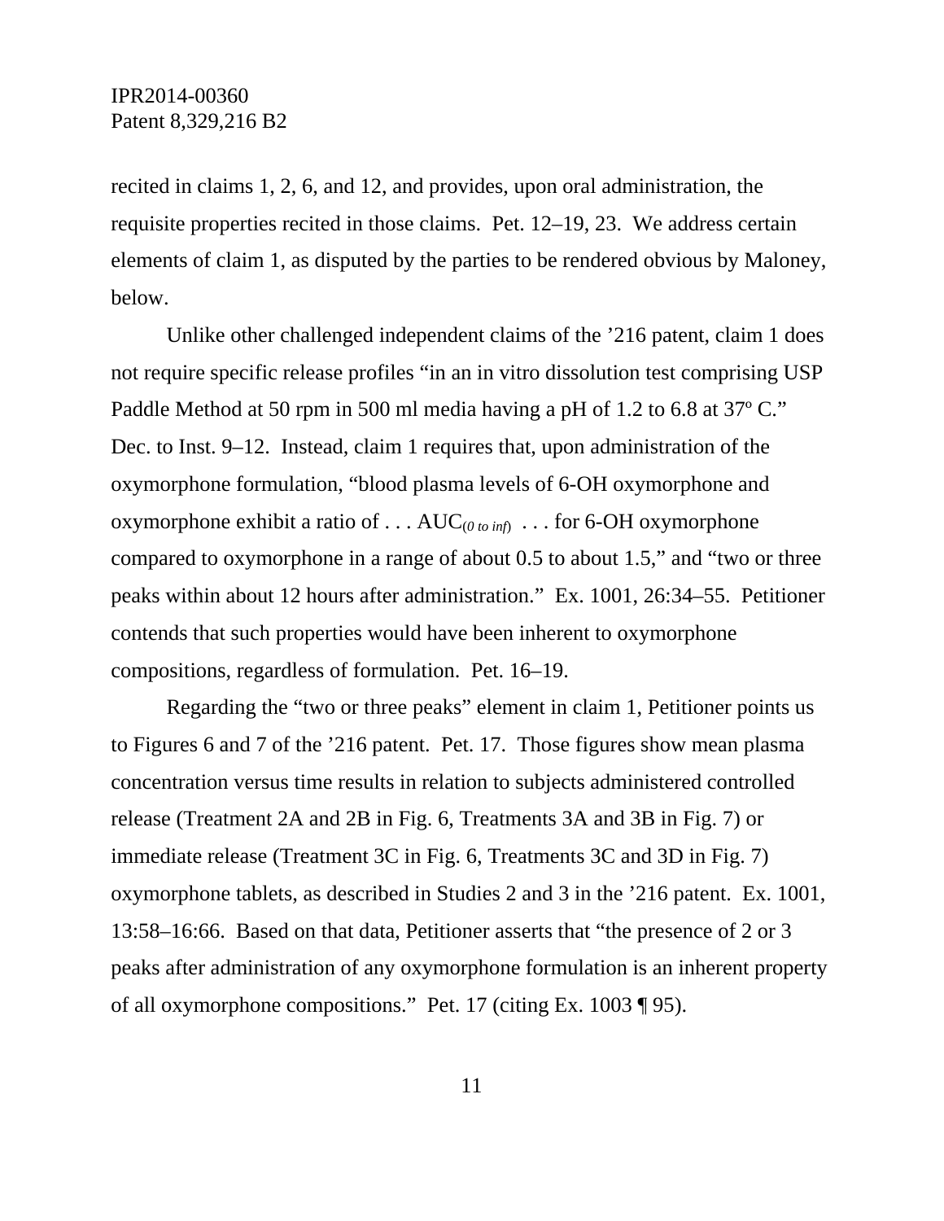recited in claims 1, 2, 6, and 12, and provides, upon oral administration, the requisite properties recited in those claims. Pet. 12–19, 23. We address certain elements of claim 1, as disputed by the parties to be rendered obvious by Maloney, below.

Unlike other challenged independent claims of the ’216 patent, claim 1 does not require specific release profiles “in an in vitro dissolution test comprising USP Paddle Method at 50 rpm in 500 ml media having a pH of 1.2 to 6.8 at 37º C.” Dec. to Inst. 9–12. Instead, claim 1 requires that, upon administration of the oxymorphone formulation, “blood plasma levels of 6-OH oxymorphone and oxymorphone exhibit a ratio of . . . $AUC_{(0 \text{ to } inf)}$ . . . for 6-OH oxymorphone compared to oxymorphone in a range of about 0.5 to about 1.5,” and “two or three peaks within about 12 hours after administration.” Ex. 1001, 26:34–55. Petitioner contends that such properties would have been inherent to oxymorphone compositions, regardless of formulation. Pet. 16–19.

Regarding the “two or three peaks” element in claim 1, Petitioner points us to Figures 6 and 7 of the ’216 patent. Pet. 17. Those figures show mean plasma concentration versus time results in relation to subjects administered controlled release (Treatment 2A and 2B in Fig. 6, Treatments 3A and 3B in Fig. 7) or immediate release (Treatment 3C in Fig. 6, Treatments 3C and 3D in Fig. 7) oxymorphone tablets, as described in Studies 2 and 3 in the ’216 patent. Ex. 1001, 13:58–16:66. Based on that data, Petitioner asserts that “the presence of 2 or 3 peaks after administration of any oxymorphone formulation is an inherent property of all oxymorphone compositions.” Pet. 17 (citing Ex. 1003 ¶ 95).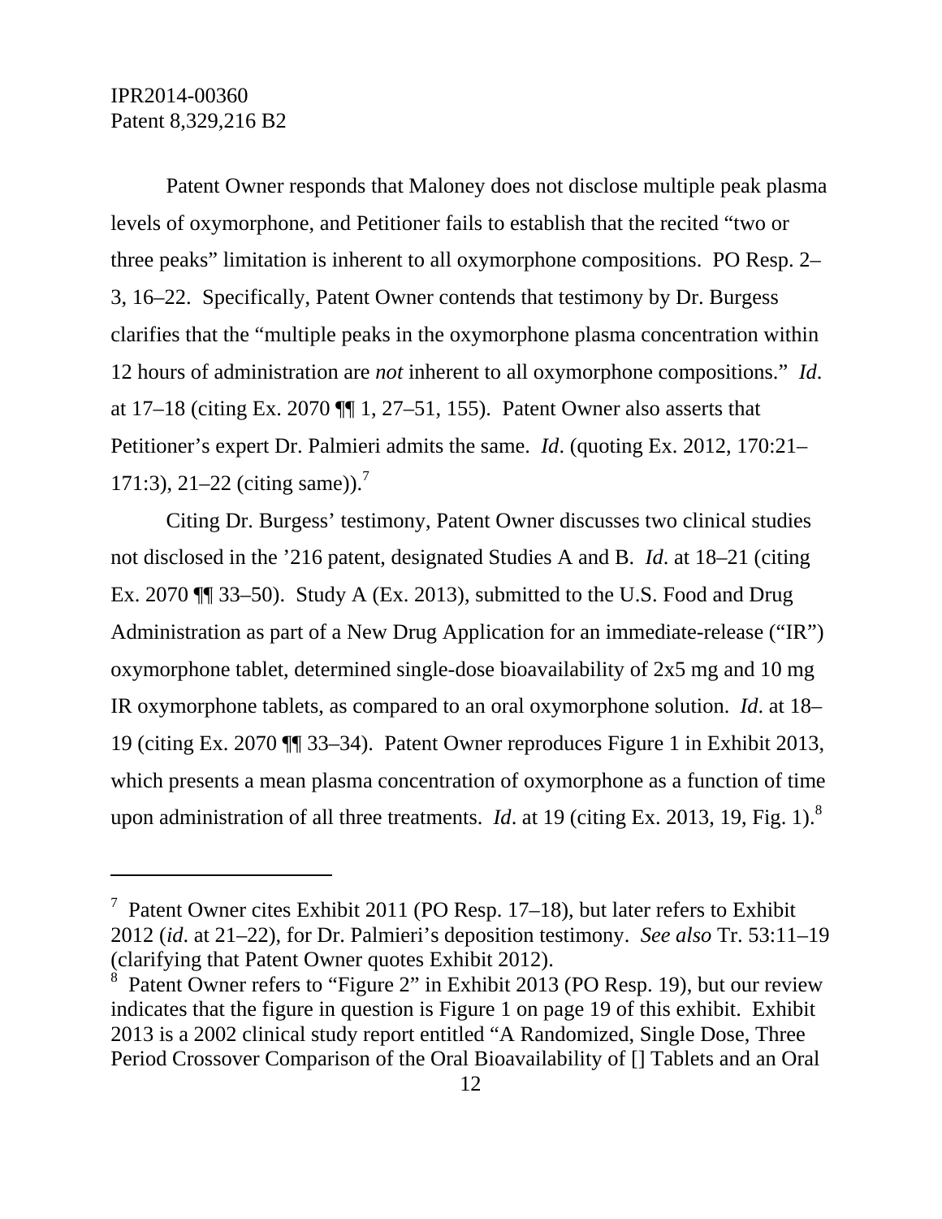Patent Owner responds that Maloney does not disclose multiple peak plasma levels of oxymorphone, and Petitioner fails to establish that the recited "two or three peaks" limitation is inherent to all oxymorphone compositions. PO Resp. 2–3, 16–22. Specifically, Patent Owner contends that testimony by Dr. Burgess clarifies that the "multiple peaks in the oxymorphone plasma concentration within 12 hours of administration are *not* inherent to all oxymorphone compositions." *Id*. at 17–18 (citing Ex. 2070 ¶¶ 1, 27–51, 155). Patent Owner also asserts that Petitioner's expert Dr. Palmieri admits the same. *Id*. (quoting Ex. 2012, 170:21–171:3), 21–22 (citing same)).[7]

Citing Dr. Burgess' testimony, Patent Owner discusses two clinical studies not disclosed in the '216 patent, designated Studies A and B. *Id*. at 18–21 (citing Ex. 2070 ¶¶ 33–50). Study A (Ex. 2013), submitted to the U.S. Food and Drug Administration as part of a New Drug Application for an immediate-release ("IR") oxymorphone tablet, determined single-dose bioavailability of 2x5 mg and 10 mg IR oxymorphone tablets, as compared to an oral oxymorphone solution. *Id*. at 18–19 (citing Ex. 2070 ¶¶ 33–34). Patent Owner reproduces Figure 1 in Exhibit 2013, which presents a mean plasma concentration of oxymorphone as a function of time upon administration of all three treatments. *Id*. at 19 (citing Ex. 2013, 19, Fig. 1).[8]

---

[7] Patent Owner cites Exhibit 2011 (PO Resp. 17–18), but later refers to Exhibit 2012 (*id*. at 21–22), for Dr. Palmieri's deposition testimony. *See also* Tr. 53:11–19 (clarifying that Patent Owner quotes Exhibit 2012).

[8] Patent Owner refers to "Figure 2" in Exhibit 2013 (PO Resp. 19), but our review indicates that the figure in question is Figure 1 on page 19 of this exhibit. Exhibit 2013 is a 2002 clinical study report entitled "A Randomized, Single Dose, Three Period Crossover Comparison of the Oral Bioavailability of [] Tablets and an Oral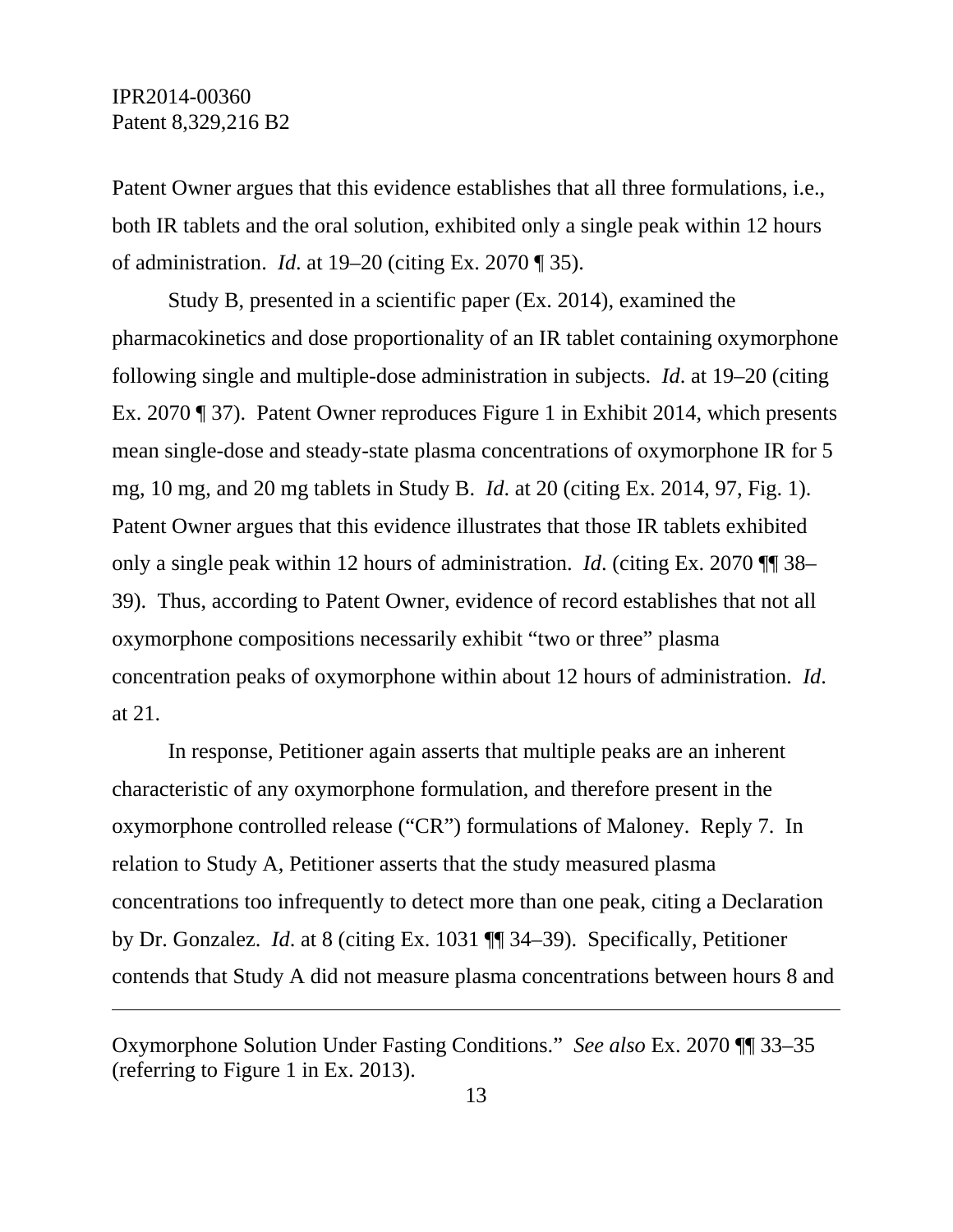Patent Owner argues that this evidence establishes that all three formulations, i.e., both IR tablets and the oral solution, exhibited only a single peak within 12 hours of administration. *Id*. at 19–20 (citing Ex. 2070 ¶ 35).

Study B, presented in a scientific paper (Ex. 2014), examined the pharmacokinetics and dose proportionality of an IR tablet containing oxymorphone following single and multiple-dose administration in subjects. *Id*. at 19–20 (citing Ex. 2070 ¶ 37). Patent Owner reproduces Figure 1 in Exhibit 2014, which presents mean single-dose and steady-state plasma concentrations of oxymorphone IR for 5 mg, 10 mg, and 20 mg tablets in Study B. *Id*. at 20 (citing Ex. 2014, 97, Fig. 1). Patent Owner argues that this evidence illustrates that those IR tablets exhibited only a single peak within 12 hours of administration. *Id*. (citing Ex. 2070 ¶¶ 38–39). Thus, according to Patent Owner, evidence of record establishes that not all oxymorphone compositions necessarily exhibit "two or three" plasma concentration peaks of oxymorphone within about 12 hours of administration. *Id*. at 21.

In response, Petitioner again asserts that multiple peaks are an inherent characteristic of any oxymorphone formulation, and therefore present in the oxymorphone controlled release ("CR") formulations of Maloney. Reply 7. In relation to Study A, Petitioner asserts that the study measured plasma concentrations too infrequently to detect more than one peak, citing a Declaration by Dr. Gonzalez. *Id*. at 8 (citing Ex. 1031 ¶¶ 34–39). Specifically, Petitioner contends that Study A did not measure plasma concentrations between hours 8 and

---

Oxymorphone Solution Under Fasting Conditions." *See also* Ex. 2070 ¶¶ 33–35 (referring to Figure 1 in Ex. 2013).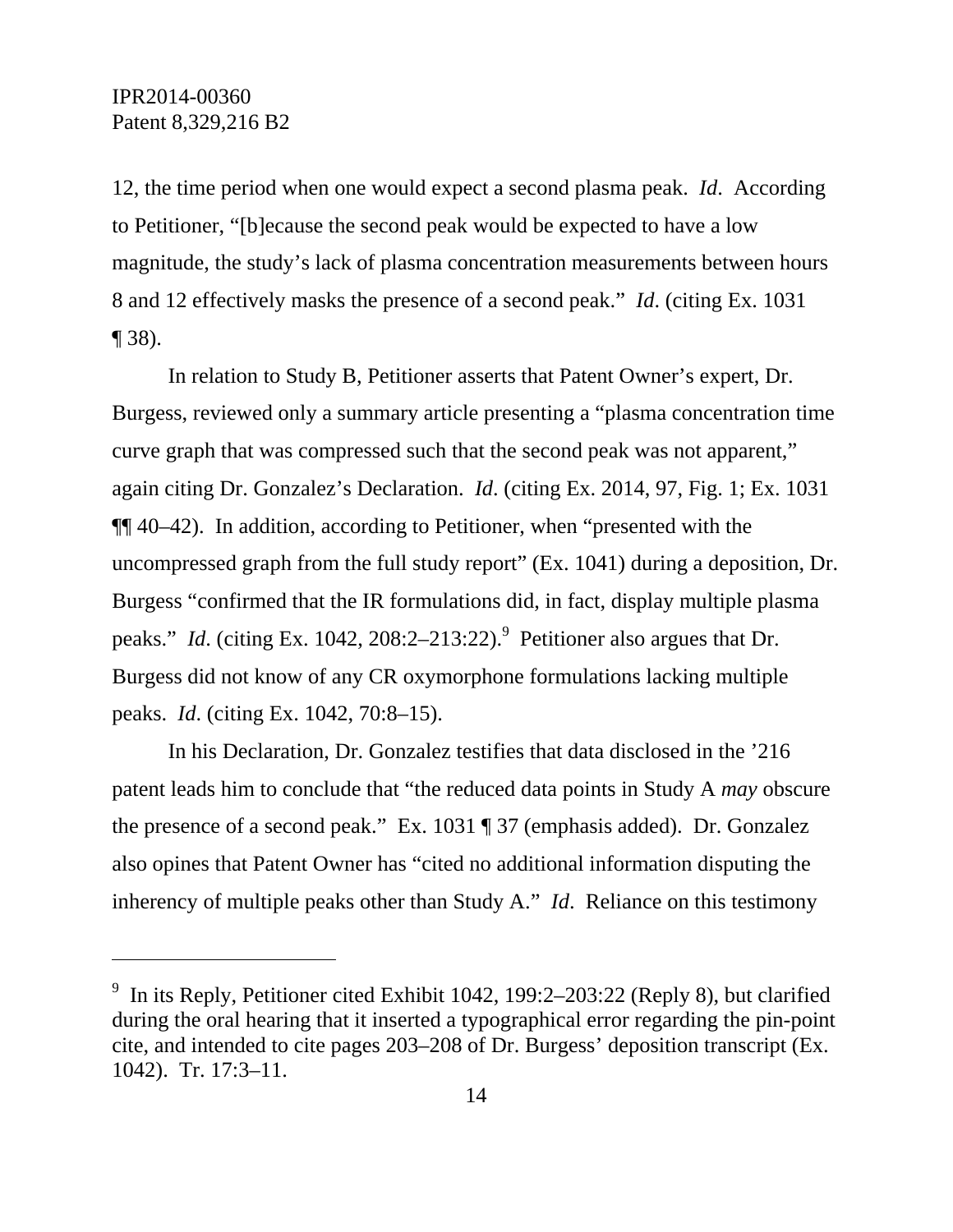12, the time period when one would expect a second plasma peak. *Id*. According to Petitioner, "[b]ecause the second peak would be expected to have a low magnitude, the study's lack of plasma concentration measurements between hours 8 and 12 effectively masks the presence of a second peak." *Id*. (citing Ex. 1031 ¶ 38).

In relation to Study B, Petitioner asserts that Patent Owner's expert, Dr. Burgess, reviewed only a summary article presenting a "plasma concentration time curve graph that was compressed such that the second peak was not apparent," again citing Dr. Gonzalez's Declaration. *Id*. (citing Ex. 2014, 97, Fig. 1; Ex. 1031 ¶¶ 40–42). In addition, according to Petitioner, when "presented with the uncompressed graph from the full study report" (Ex. 1041) during a deposition, Dr. Burgess "confirmed that the IR formulations did, in fact, display multiple plasma peaks." *Id*. (citing Ex. 1042, 208:2–213:22).[9] Petitioner also argues that Dr. Burgess did not know of any CR oxymorphone formulations lacking multiple peaks. *Id*. (citing Ex. 1042, 70:8–15).

In his Declaration, Dr. Gonzalez testifies that data disclosed in the '216 patent leads him to conclude that "the reduced data points in Study A *may* obscure the presence of a second peak." Ex. 1031 ¶ 37 (emphasis added). Dr. Gonzalez also opines that Patent Owner has "cited no additional information disputing the inherency of multiple peaks other than Study A." *Id*. Reliance on this testimony

[9] In its Reply, Petitioner cited Exhibit 1042, 199:2–203:22 (Reply 8), but clarified during the oral hearing that it inserted a typographical error regarding the pin-point cite, and intended to cite pages 203–208 of Dr. Burgess' deposition transcript (Ex. 1042). Tr. 17:3–11.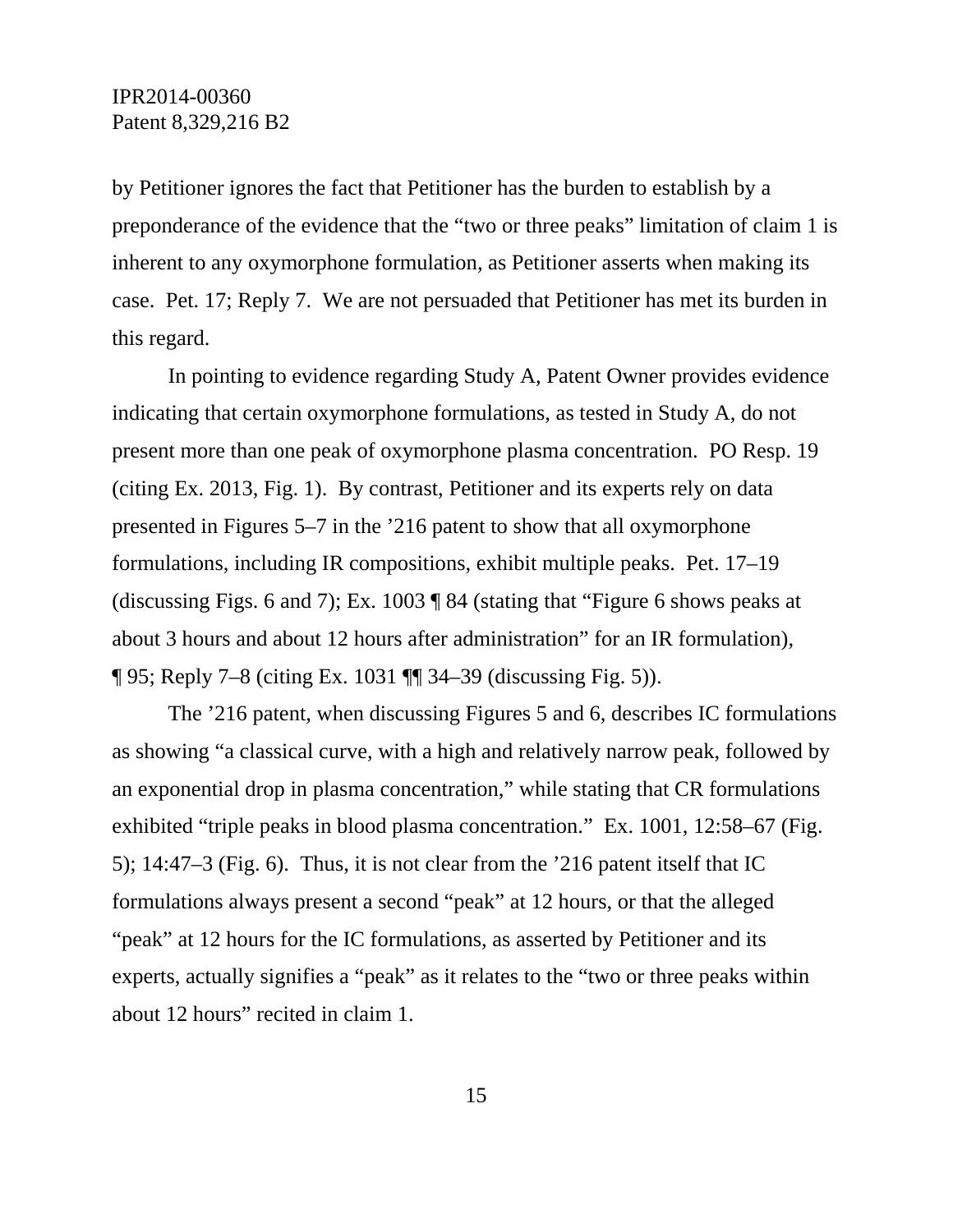by Petitioner ignores the fact that Petitioner has the burden to establish by a preponderance of the evidence that the "two or three peaks" limitation of claim 1 is inherent to any oxymorphone formulation, as Petitioner asserts when making its case. Pet. 17; Reply 7. We are not persuaded that Petitioner has met its burden in this regard.

In pointing to evidence regarding Study A, Patent Owner provides evidence indicating that certain oxymorphone formulations, as tested in Study A, do not present more than one peak of oxymorphone plasma concentration. PO Resp. 19 (citing Ex. 2013, Fig. 1). By contrast, Petitioner and its experts rely on data presented in Figures 5–7 in the '216 patent to show that all oxymorphone formulations, including IR compositions, exhibit multiple peaks. Pet. 17–19 (discussing Figs. 6 and 7); Ex. 1003 ¶ 84 (stating that "Figure 6 shows peaks at about 3 hours and about 12 hours after administration" for an IR formulation), ¶ 95; Reply 7–8 (citing Ex. 1031 ¶¶ 34–39 (discussing Fig. 5)).

The '216 patent, when discussing Figures 5 and 6, describes IC formulations as showing "a classical curve, with a high and relatively narrow peak, followed by an exponential drop in plasma concentration," while stating that CR formulations exhibited "triple peaks in blood plasma concentration." Ex. 1001, 12:58–67 (Fig. 5); 14:47–3 (Fig. 6). Thus, it is not clear from the '216 patent itself that IC formulations always present a second "peak" at 12 hours, or that the alleged "peak" at 12 hours for the IC formulations, as asserted by Petitioner and its experts, actually signifies a "peak" as it relates to the "two or three peaks within about 12 hours" recited in claim 1.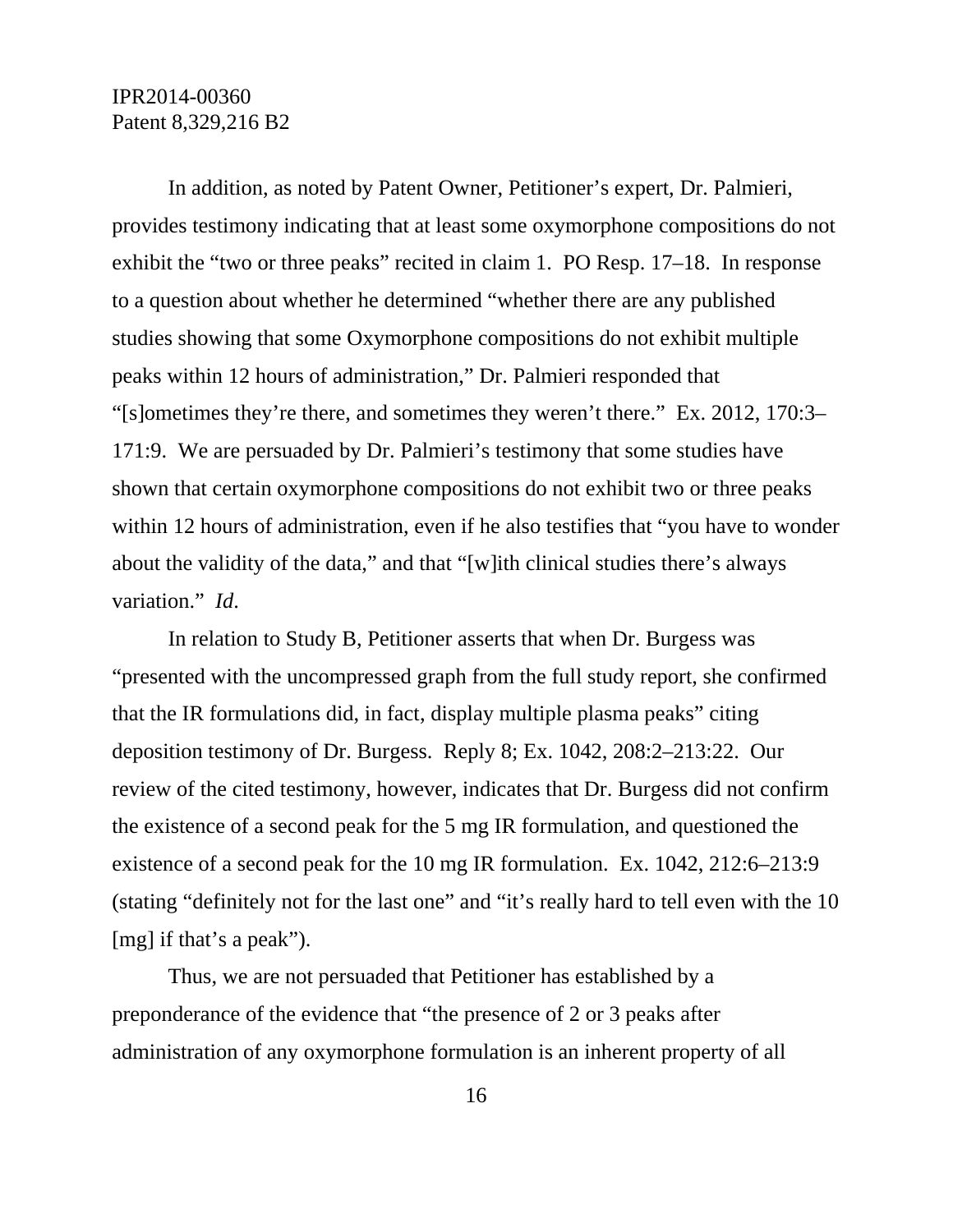In addition, as noted by Patent Owner, Petitioner's expert, Dr. Palmieri, provides testimony indicating that at least some oxymorphone compositions do not exhibit the "two or three peaks" recited in claim 1. PO Resp. 17–18. In response to a question about whether he determined "whether there are any published studies showing that some Oxymorphone compositions do not exhibit multiple peaks within 12 hours of administration," Dr. Palmieri responded that "[s]ometimes they're there, and sometimes they weren't there." Ex. 2012, 170:3–171:9. We are persuaded by Dr. Palmieri's testimony that some studies have shown that certain oxymorphone compositions do not exhibit two or three peaks within 12 hours of administration, even if he also testifies that "you have to wonder about the validity of the data," and that "[w]ith clinical studies there's always variation." *Id*.

In relation to Study B, Petitioner asserts that when Dr. Burgess was "presented with the uncompressed graph from the full study report, she confirmed that the IR formulations did, in fact, display multiple plasma peaks" citing deposition testimony of Dr. Burgess. Reply 8; Ex. 1042, 208:2–213:22. Our review of the cited testimony, however, indicates that Dr. Burgess did not confirm the existence of a second peak for the 5 mg IR formulation, and questioned the existence of a second peak for the 10 mg IR formulation. Ex. 1042, 212:6–213:9 (stating "definitely not for the last one" and "it's really hard to tell even with the 10 [mg] if that's a peak").

Thus, we are not persuaded that Petitioner has established by a preponderance of the evidence that "the presence of 2 or 3 peaks after administration of any oxymorphone formulation is an inherent property of all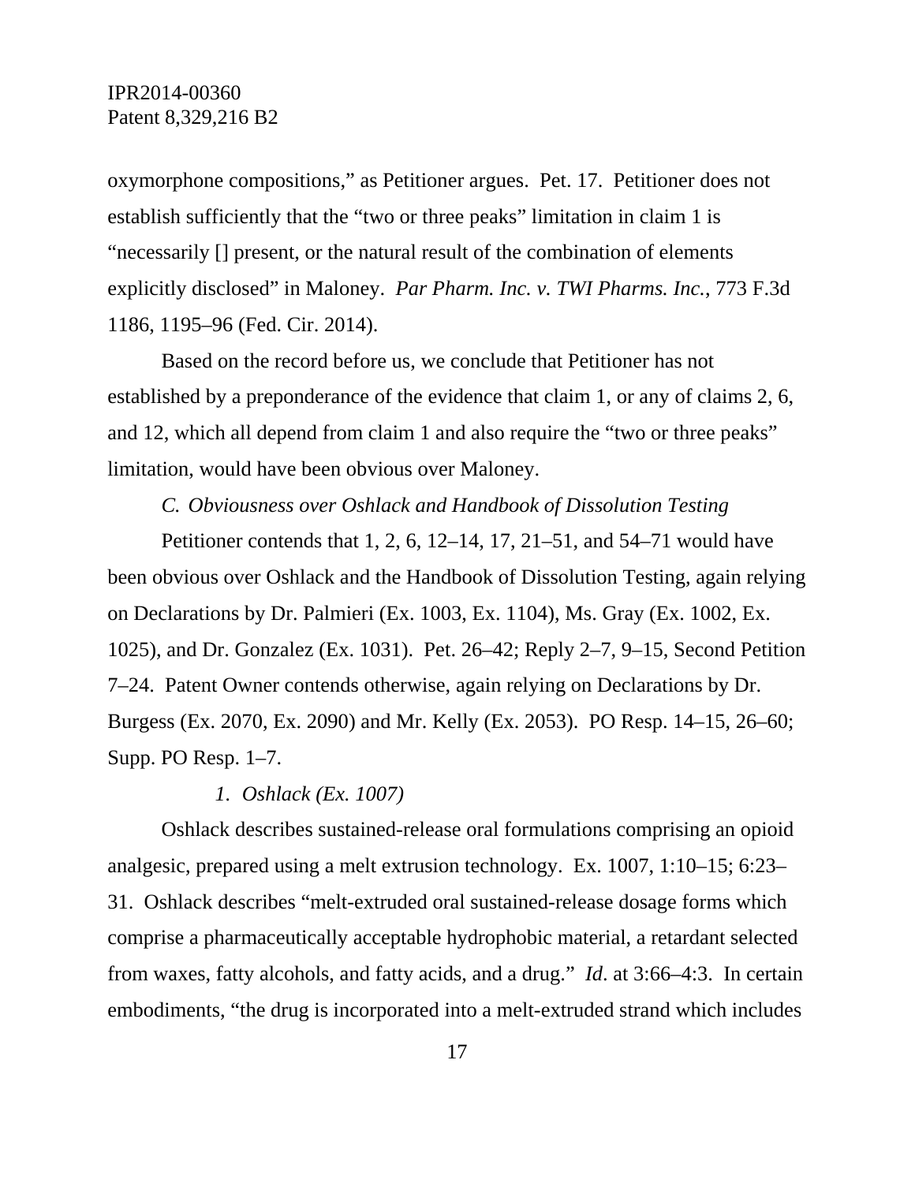oxymorphone compositions," as Petitioner argues. Pet. 17. Petitioner does not establish sufficiently that the "two or three peaks" limitation in claim 1 is "necessarily [] present, or the natural result of the combination of elements explicitly disclosed" in Maloney. *Par Pharm. Inc. v. TWI Pharms. Inc.*, 773 F.3d 1186, 1195–96 (Fed. Cir. 2014).

Based on the record before us, we conclude that Petitioner has not established by a preponderance of the evidence that claim 1, or any of claims 2, 6, and 12, which all depend from claim 1 and also require the "two or three peaks" limitation, would have been obvious over Maloney.

*C. Obviousness over Oshlack and Handbook of Dissolution Testing*

Petitioner contends that 1, 2, 6, 12–14, 17, 21–51, and 54–71 would have been obvious over Oshlack and the Handbook of Dissolution Testing, again relying on Declarations by Dr. Palmieri (Ex. 1003, Ex. 1104), Ms. Gray (Ex. 1002, Ex. 1025), and Dr. Gonzalez (Ex. 1031). Pet. 26–42; Reply 2–7, 9–15, Second Petition 7–24. Patent Owner contends otherwise, again relying on Declarations by Dr. Burgess (Ex. 2070, Ex. 2090) and Mr. Kelly (Ex. 2053). PO Resp. 14–15, 26–60; Supp. PO Resp. 1–7.

*1. Oshlack (Ex. 1007)*

Oshlack describes sustained-release oral formulations comprising an opioid analgesic, prepared using a melt extrusion technology. Ex. 1007, 1:10–15; 6:23–31. Oshlack describes "melt-extruded oral sustained-release dosage forms which comprise a pharmaceutically acceptable hydrophobic material, a retardant selected from waxes, fatty alcohols, and fatty acids, and a drug." *Id*. at 3:66–4:3. In certain embodiments, "the drug is incorporated into a melt-extruded strand which includes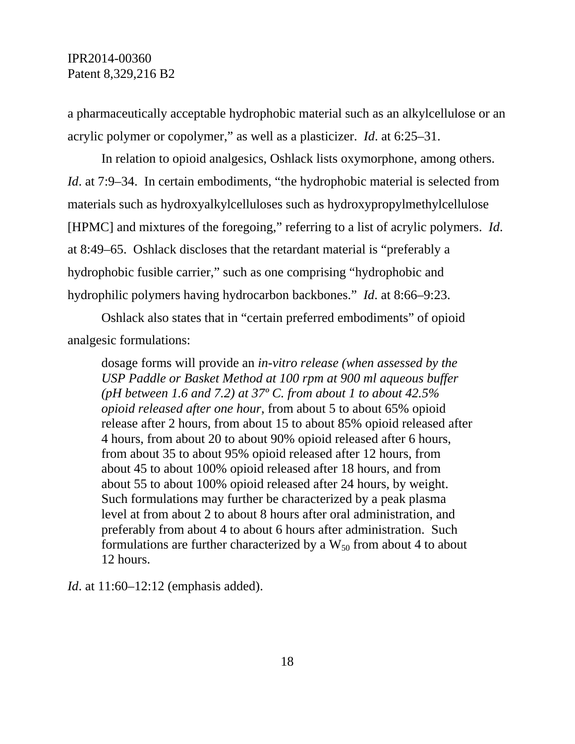a pharmaceutically acceptable hydrophobic material such as an alkylcellulose or an acrylic polymer or copolymer," as well as a plasticizer. *Id*. at 6:25–31.

In relation to opioid analgesics, Oshlack lists oxymorphone, among others. *Id*. at 7:9–34. In certain embodiments, "the hydrophobic material is selected from materials such as hydroxyalkylcelluloses such as hydroxypropylmethylcellulose [HPMC] and mixtures of the foregoing," referring to a list of acrylic polymers. *Id*. at 8:49–65. Oshlack discloses that the retardant material is "preferably a hydrophobic fusible carrier," such as one comprising "hydrophobic and hydrophilic polymers having hydrocarbon backbones." *Id*. at 8:66–9:23.

Oshlack also states that in "certain preferred embodiments" of opioid analgesic formulations:

> dosage forms will provide an *in-vitro release (when assessed by the USP Paddle or Basket Method at 100 rpm at 900 ml aqueous buffer (pH between 1.6 and 7.2) at 37º C. from about 1 to about 42.5% opioid released after one hour*, from about 5 to about 65% opioid release after 2 hours, from about 15 to about 85% opioid released after 4 hours, from about 20 to about 90% opioid released after 6 hours, from about 35 to about 95% opioid released after 12 hours, from about 45 to about 100% opioid released after 18 hours, and from about 55 to about 100% opioid released after 24 hours, by weight. Such formulations may further be characterized by a peak plasma level at from about 2 to about 8 hours after oral administration, and preferably from about 4 to about 6 hours after administration. Such formulations are further characterized by a $W_{50}$ from about 4 to about 12 hours.

*Id*. at 11:60–12:12 (emphasis added).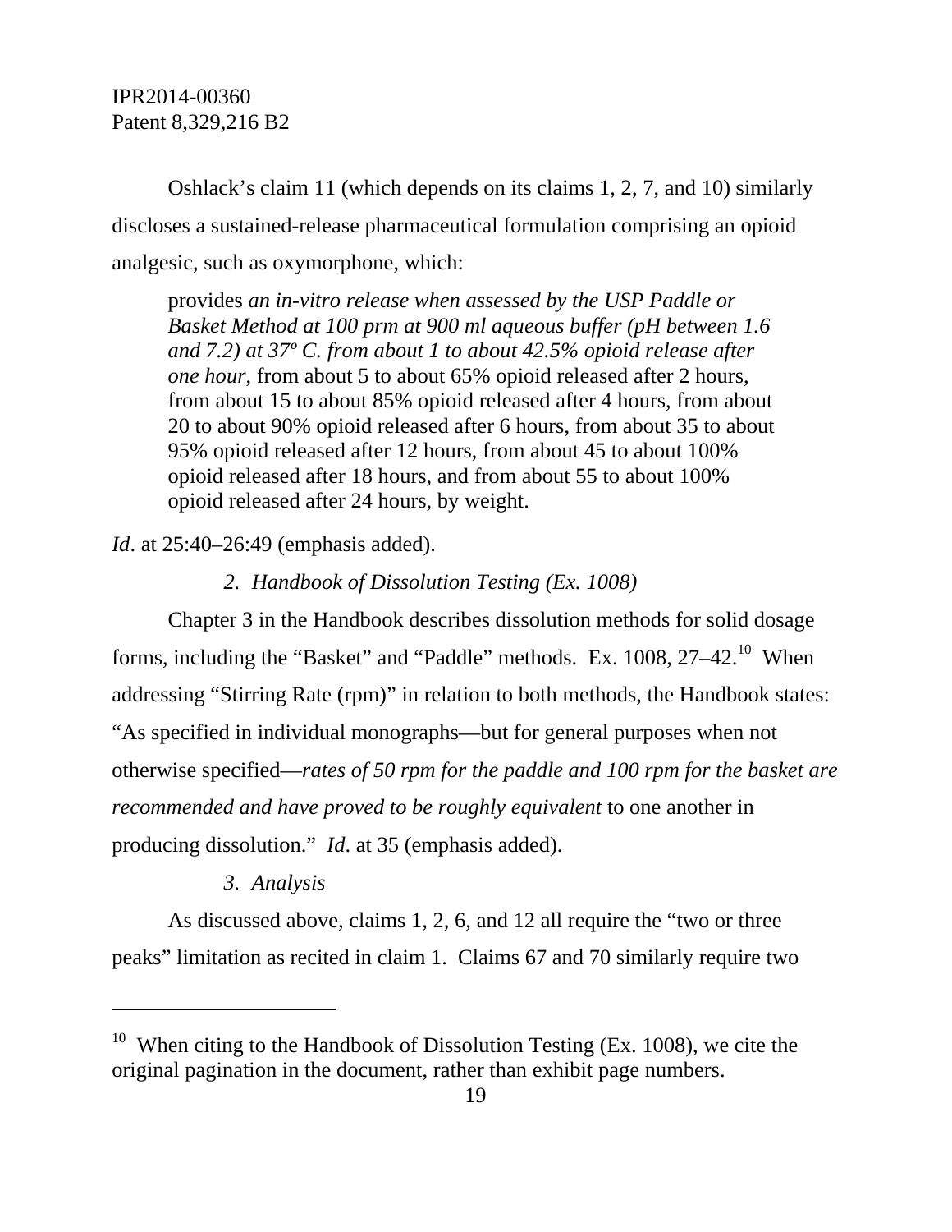Oshlack's claim 11 (which depends on its claims 1, 2, 7, and 10) similarly discloses a sustained-release pharmaceutical formulation comprising an opioid analgesic, such as oxymorphone, which:

> provides *an in-vitro release when assessed by the USP Paddle or Basket Method at 100 prm at 900 ml aqueous buffer (pH between 1.6 and 7.2) at 37º C. from about 1 to about 42.5% opioid release after one hour,* from about 5 to about 65% opioid released after 2 hours, from about 15 to about 85% opioid released after 4 hours, from about 20 to about 90% opioid released after 6 hours, from about 35 to about 95% opioid released after 12 hours, from about 45 to about 100% opioid released after 18 hours, and from about 55 to about 100% opioid released after 24 hours, by weight.

*Id*. at 25:40–26:49 (emphasis added).

*2. Handbook of Dissolution Testing (Ex. 1008)*

Chapter 3 in the Handbook describes dissolution methods for solid dosage forms, including the "Basket" and "Paddle" methods. Ex. 1008, 27–42.[10] When addressing "Stirring Rate (rpm)" in relation to both methods, the Handbook states: "As specified in individual monographs—but for general purposes when not otherwise specified—*rates of 50 rpm for the paddle and 100 rpm for the basket are recommended and have proved to be roughly equivalent* to one another in producing dissolution." *Id*. at 35 (emphasis added).

*3. Analysis*

As discussed above, claims 1, 2, 6, and 12 all require the "two or three peaks" limitation as recited in claim 1. Claims 67 and 70 similarly require two

---

[10] When citing to the Handbook of Dissolution Testing (Ex. 1008), we cite the original pagination in the document, rather than exhibit page numbers.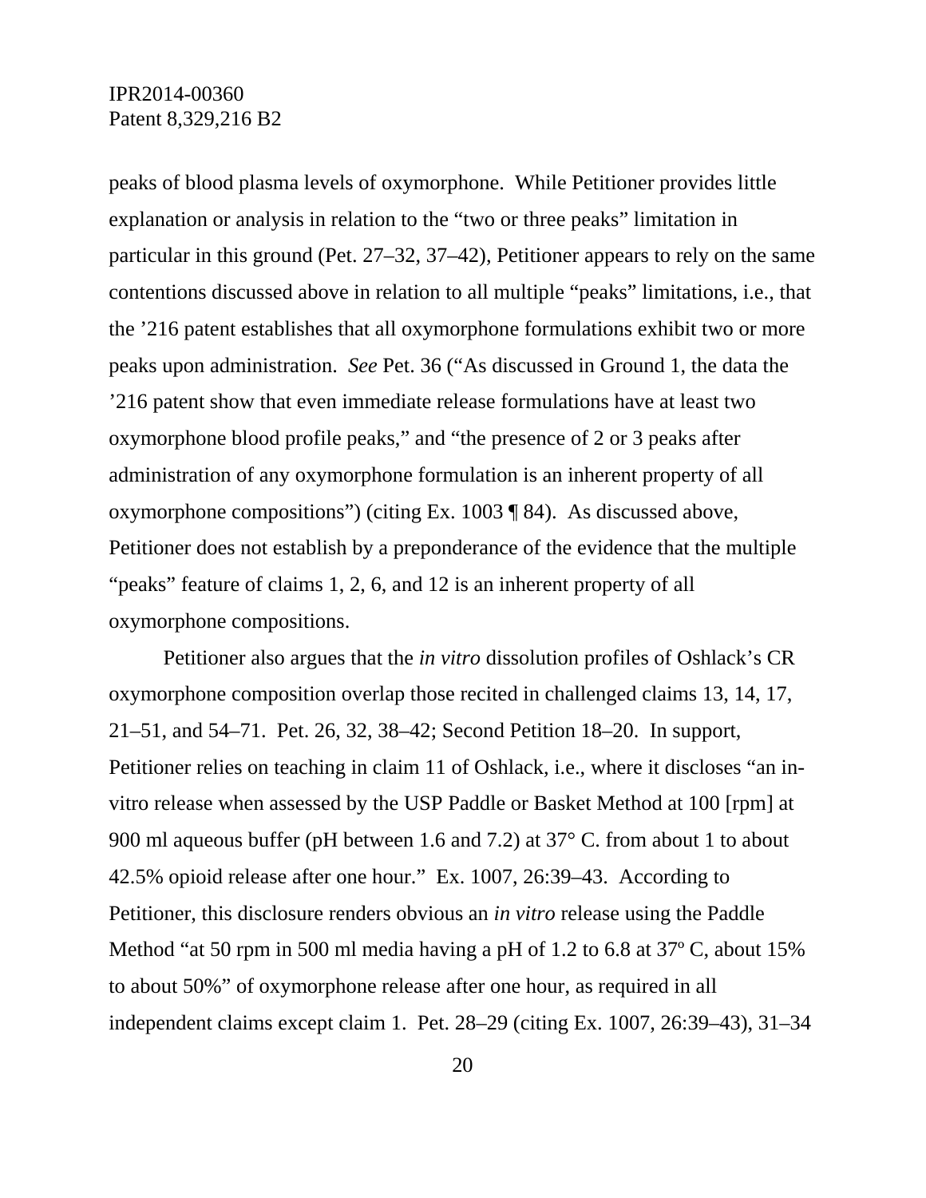peaks of blood plasma levels of oxymorphone. While Petitioner provides little explanation or analysis in relation to the "two or three peaks" limitation in particular in this ground (Pet. 27–32, 37–42), Petitioner appears to rely on the same contentions discussed above in relation to all multiple "peaks" limitations, i.e., that the '216 patent establishes that all oxymorphone formulations exhibit two or more peaks upon administration. *See* Pet. 36 ("As discussed in Ground 1, the data the '216 patent show that even immediate release formulations have at least two oxymorphone blood profile peaks," and "the presence of 2 or 3 peaks after administration of any oxymorphone formulation is an inherent property of all oxymorphone compositions") (citing Ex. 1003 ¶ 84). As discussed above, Petitioner does not establish by a preponderance of the evidence that the multiple "peaks" feature of claims 1, 2, 6, and 12 is an inherent property of all oxymorphone compositions.

Petitioner also argues that the *in vitro* dissolution profiles of Oshlack's CR oxymorphone composition overlap those recited in challenged claims 13, 14, 17, 21–51, and 54–71. Pet. 26, 32, 38–42; Second Petition 18–20. In support, Petitioner relies on teaching in claim 11 of Oshlack, i.e., where it discloses "an in-vitro release when assessed by the USP Paddle or Basket Method at 100 [rpm] at 900 ml aqueous buffer (pH between 1.6 and 7.2) at 37° C. from about 1 to about 42.5% opioid release after one hour." Ex. 1007, 26:39–43. According to Petitioner, this disclosure renders obvious an *in vitro* release using the Paddle Method "at 50 rpm in 500 ml media having a pH of 1.2 to 6.8 at 37º C, about 15% to about 50%" of oxymorphone release after one hour, as required in all independent claims except claim 1. Pet. 28–29 (citing Ex. 1007, 26:39–43), 31–34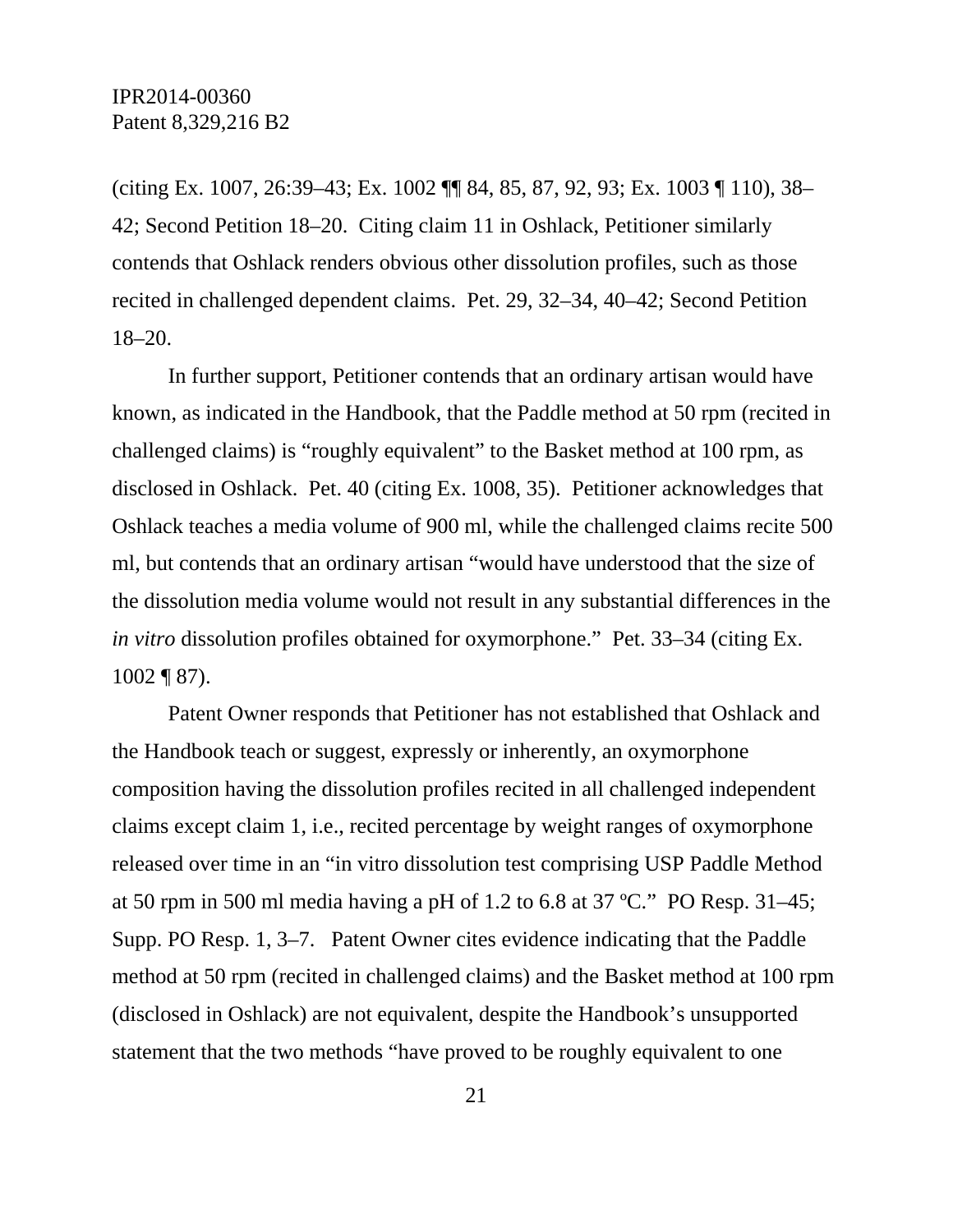(citing Ex. 1007, 26:39–43; Ex. 1002 ¶¶ 84, 85, 87, 92, 93; Ex. 1003 ¶ 110), 38–42; Second Petition 18–20. Citing claim 11 in Oshlack, Petitioner similarly contends that Oshlack renders obvious other dissolution profiles, such as those recited in challenged dependent claims. Pet. 29, 32–34, 40–42; Second Petition 18–20.

In further support, Petitioner contends that an ordinary artisan would have known, as indicated in the Handbook, that the Paddle method at 50 rpm (recited in challenged claims) is "roughly equivalent" to the Basket method at 100 rpm, as disclosed in Oshlack. Pet. 40 (citing Ex. 1008, 35). Petitioner acknowledges that Oshlack teaches a media volume of 900 ml, while the challenged claims recite 500 ml, but contends that an ordinary artisan "would have understood that the size of the dissolution media volume would not result in any substantial differences in the *in vitro* dissolution profiles obtained for oxymorphone." Pet. 33–34 (citing Ex. 1002 ¶ 87).

Patent Owner responds that Petitioner has not established that Oshlack and the Handbook teach or suggest, expressly or inherently, an oxymorphone composition having the dissolution profiles recited in all challenged independent claims except claim 1, i.e., recited percentage by weight ranges of oxymorphone released over time in an "in vitro dissolution test comprising USP Paddle Method at 50 rpm in 500 ml media having a pH of 1.2 to 6.8 at 37 ºC." PO Resp. 31–45; Supp. PO Resp. 1, 3–7. Patent Owner cites evidence indicating that the Paddle method at 50 rpm (recited in challenged claims) and the Basket method at 100 rpm (disclosed in Oshlack) are not equivalent, despite the Handbook's unsupported statement that the two methods "have proved to be roughly equivalent to one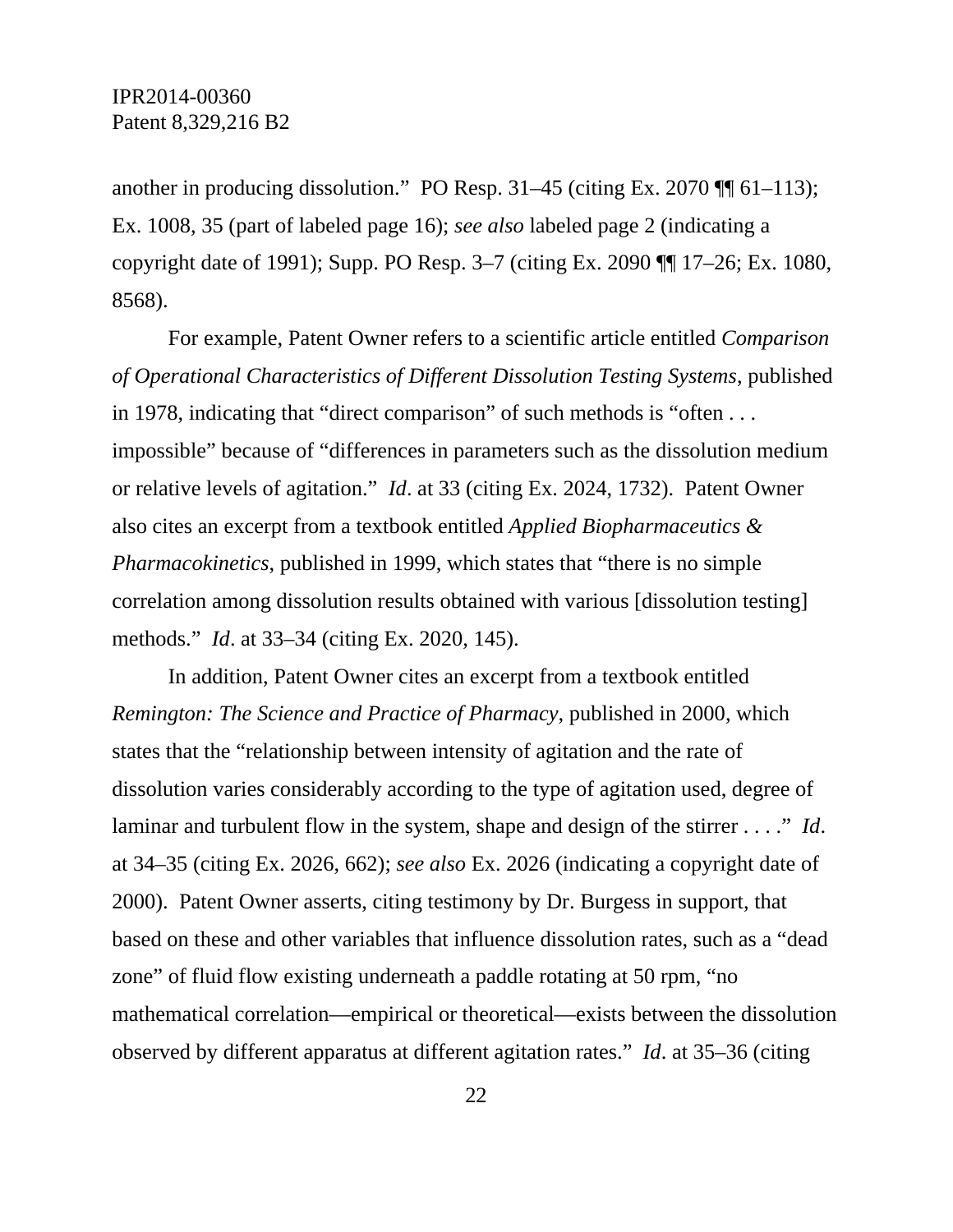another in producing dissolution." PO Resp. 31–45 (citing Ex. 2070 ¶¶ 61–113); Ex. 1008, 35 (part of labeled page 16); *see also* labeled page 2 (indicating a copyright date of 1991); Supp. PO Resp. 3–7 (citing Ex. 2090 ¶¶ 17–26; Ex. 1080, 8568).

For example, Patent Owner refers to a scientific article entitled *Comparison of Operational Characteristics of Different Dissolution Testing Systems*, published in 1978, indicating that "direct comparison" of such methods is "often . . . impossible" because of "differences in parameters such as the dissolution medium or relative levels of agitation." *Id*. at 33 (citing Ex. 2024, 1732). Patent Owner also cites an excerpt from a textbook entitled *Applied Biopharmaceutics & Pharmacokinetics*, published in 1999, which states that "there is no simple correlation among dissolution results obtained with various [dissolution testing] methods." *Id*. at 33–34 (citing Ex. 2020, 145).

In addition, Patent Owner cites an excerpt from a textbook entitled *Remington: The Science and Practice of Pharmacy*, published in 2000, which states that the "relationship between intensity of agitation and the rate of dissolution varies considerably according to the type of agitation used, degree of laminar and turbulent flow in the system, shape and design of the stirrer . . . ." *Id*. at 34–35 (citing Ex. 2026, 662); *see also* Ex. 2026 (indicating a copyright date of 2000). Patent Owner asserts, citing testimony by Dr. Burgess in support, that based on these and other variables that influence dissolution rates, such as a "dead zone" of fluid flow existing underneath a paddle rotating at 50 rpm, "no mathematical correlation—empirical or theoretical—exists between the dissolution observed by different apparatus at different agitation rates." *Id*. at 35–36 (citing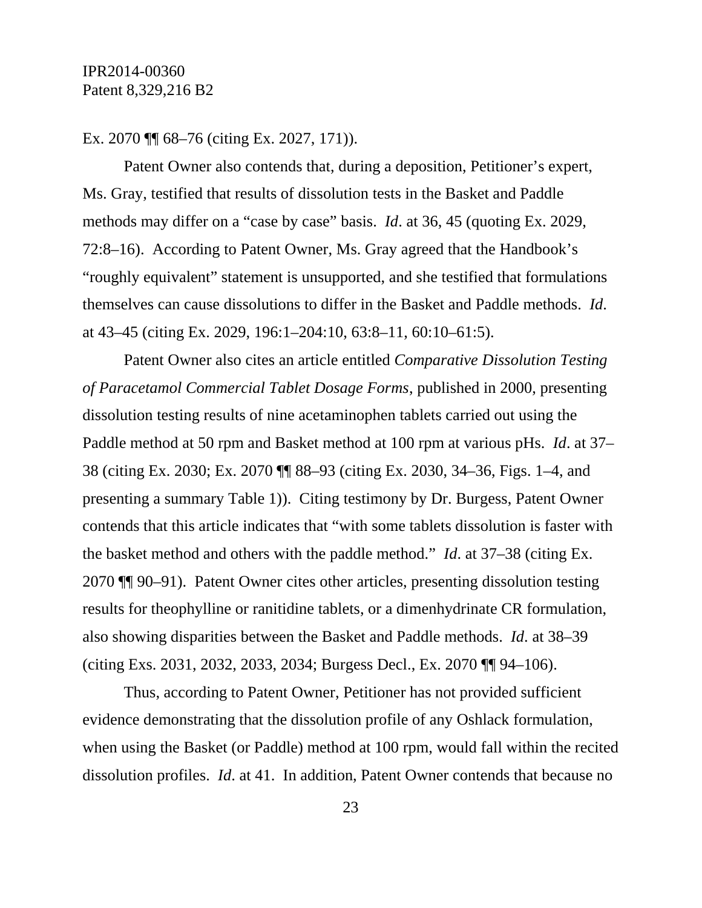Ex. 2070 ¶¶ 68–76 (citing Ex. 2027, 171)).

Patent Owner also contends that, during a deposition, Petitioner's expert, Ms. Gray, testified that results of dissolution tests in the Basket and Paddle methods may differ on a "case by case" basis. *Id*. at 36, 45 (quoting Ex. 2029, 72:8–16). According to Patent Owner, Ms. Gray agreed that the Handbook's "roughly equivalent" statement is unsupported, and she testified that formulations themselves can cause dissolutions to differ in the Basket and Paddle methods. *Id*. at 43–45 (citing Ex. 2029, 196:1–204:10, 63:8–11, 60:10–61:5).

Patent Owner also cites an article entitled *Comparative Dissolution Testing of Paracetamol Commercial Tablet Dosage Forms*, published in 2000, presenting dissolution testing results of nine acetaminophen tablets carried out using the Paddle method at 50 rpm and Basket method at 100 rpm at various pHs. *Id*. at 37–38 (citing Ex. 2030; Ex. 2070 ¶¶ 88–93 (citing Ex. 2030, 34–36, Figs. 1–4, and presenting a summary Table 1)). Citing testimony by Dr. Burgess, Patent Owner contends that this article indicates that "with some tablets dissolution is faster with the basket method and others with the paddle method." *Id*. at 37–38 (citing Ex. 2070 ¶¶ 90–91). Patent Owner cites other articles, presenting dissolution testing results for theophylline or ranitidine tablets, or a dimenhydrinate CR formulation, also showing disparities between the Basket and Paddle methods. *Id*. at 38–39 (citing Exs. 2031, 2032, 2033, 2034; Burgess Decl., Ex. 2070 ¶¶ 94–106).

Thus, according to Patent Owner, Petitioner has not provided sufficient evidence demonstrating that the dissolution profile of any Oshlack formulation, when using the Basket (or Paddle) method at 100 rpm, would fall within the recited dissolution profiles. *Id*. at 41. In addition, Patent Owner contends that because no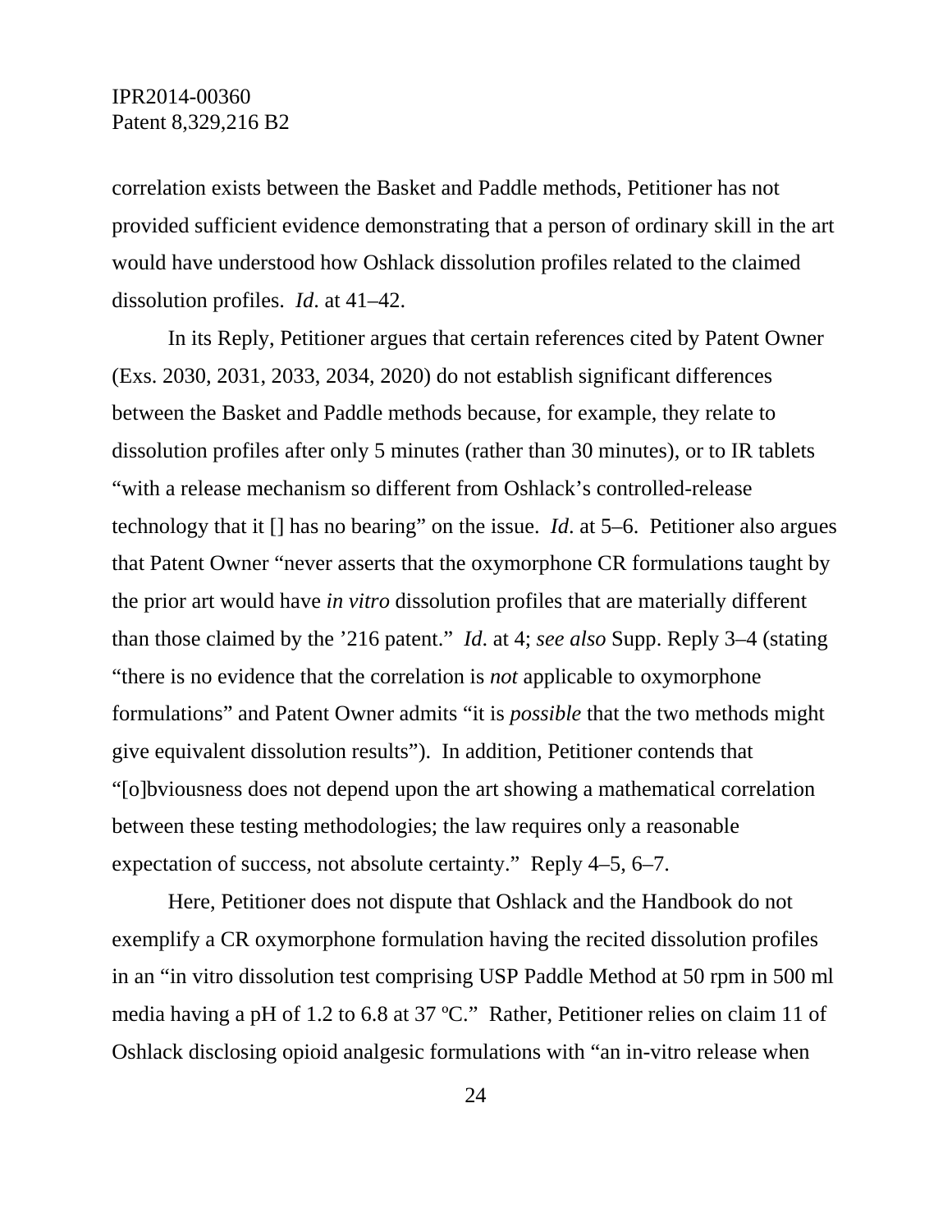correlation exists between the Basket and Paddle methods, Petitioner has not provided sufficient evidence demonstrating that a person of ordinary skill in the art would have understood how Oshlack dissolution profiles related to the claimed dissolution profiles. *Id*. at 41–42.

In its Reply, Petitioner argues that certain references cited by Patent Owner (Exs. 2030, 2031, 2033, 2034, 2020) do not establish significant differences between the Basket and Paddle methods because, for example, they relate to dissolution profiles after only 5 minutes (rather than 30 minutes), or to IR tablets "with a release mechanism so different from Oshlack's controlled-release technology that it [] has no bearing" on the issue. *Id*. at 5–6. Petitioner also argues that Patent Owner "never asserts that the oxymorphone CR formulations taught by the prior art would have *in vitro* dissolution profiles that are materially different than those claimed by the '216 patent." *Id*. at 4; *see also* Supp. Reply 3–4 (stating "there is no evidence that the correlation is *not* applicable to oxymorphone formulations" and Patent Owner admits "it is *possible* that the two methods might give equivalent dissolution results"). In addition, Petitioner contends that "[o]bviousness does not depend upon the art showing a mathematical correlation between these testing methodologies; the law requires only a reasonable expectation of success, not absolute certainty." Reply 4–5, 6–7.

Here, Petitioner does not dispute that Oshlack and the Handbook do not exemplify a CR oxymorphone formulation having the recited dissolution profiles in an "in vitro dissolution test comprising USP Paddle Method at 50 rpm in 500 ml media having a pH of 1.2 to 6.8 at 37 ºC." Rather, Petitioner relies on claim 11 of Oshlack disclosing opioid analgesic formulations with "an in-vitro release when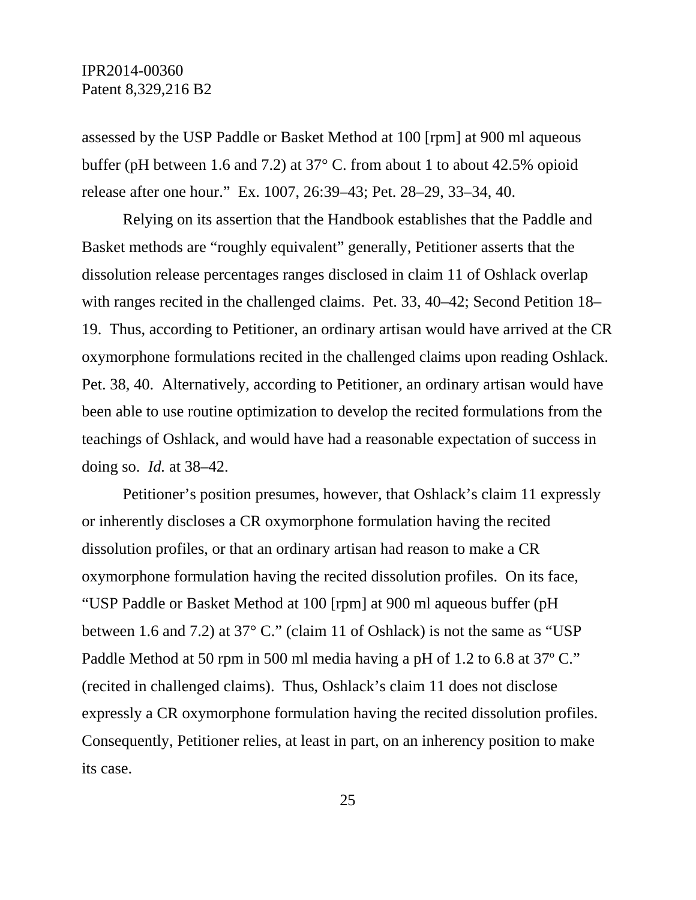assessed by the USP Paddle or Basket Method at 100 [rpm] at 900 ml aqueous buffer (pH between 1.6 and 7.2) at 37° C. from about 1 to about 42.5% opioid release after one hour." Ex. 1007, 26:39–43; Pet. 28–29, 33–34, 40.

Relying on its assertion that the Handbook establishes that the Paddle and Basket methods are "roughly equivalent" generally, Petitioner asserts that the dissolution release percentages ranges disclosed in claim 11 of Oshlack overlap with ranges recited in the challenged claims. Pet. 33, 40–42; Second Petition 18–19. Thus, according to Petitioner, an ordinary artisan would have arrived at the CR oxymorphone formulations recited in the challenged claims upon reading Oshlack. Pet. 38, 40. Alternatively, according to Petitioner, an ordinary artisan would have been able to use routine optimization to develop the recited formulations from the teachings of Oshlack, and would have had a reasonable expectation of success in doing so. *Id.* at 38–42.

Petitioner's position presumes, however, that Oshlack's claim 11 expressly or inherently discloses a CR oxymorphone formulation having the recited dissolution profiles, or that an ordinary artisan had reason to make a CR oxymorphone formulation having the recited dissolution profiles. On its face, "USP Paddle or Basket Method at 100 [rpm] at 900 ml aqueous buffer (pH between 1.6 and 7.2) at 37° C." (claim 11 of Oshlack) is not the same as "USP Paddle Method at 50 rpm in 500 ml media having a pH of 1.2 to 6.8 at 37º C." (recited in challenged claims). Thus, Oshlack's claim 11 does not disclose expressly a CR oxymorphone formulation having the recited dissolution profiles. Consequently, Petitioner relies, at least in part, on an inherency position to make its case.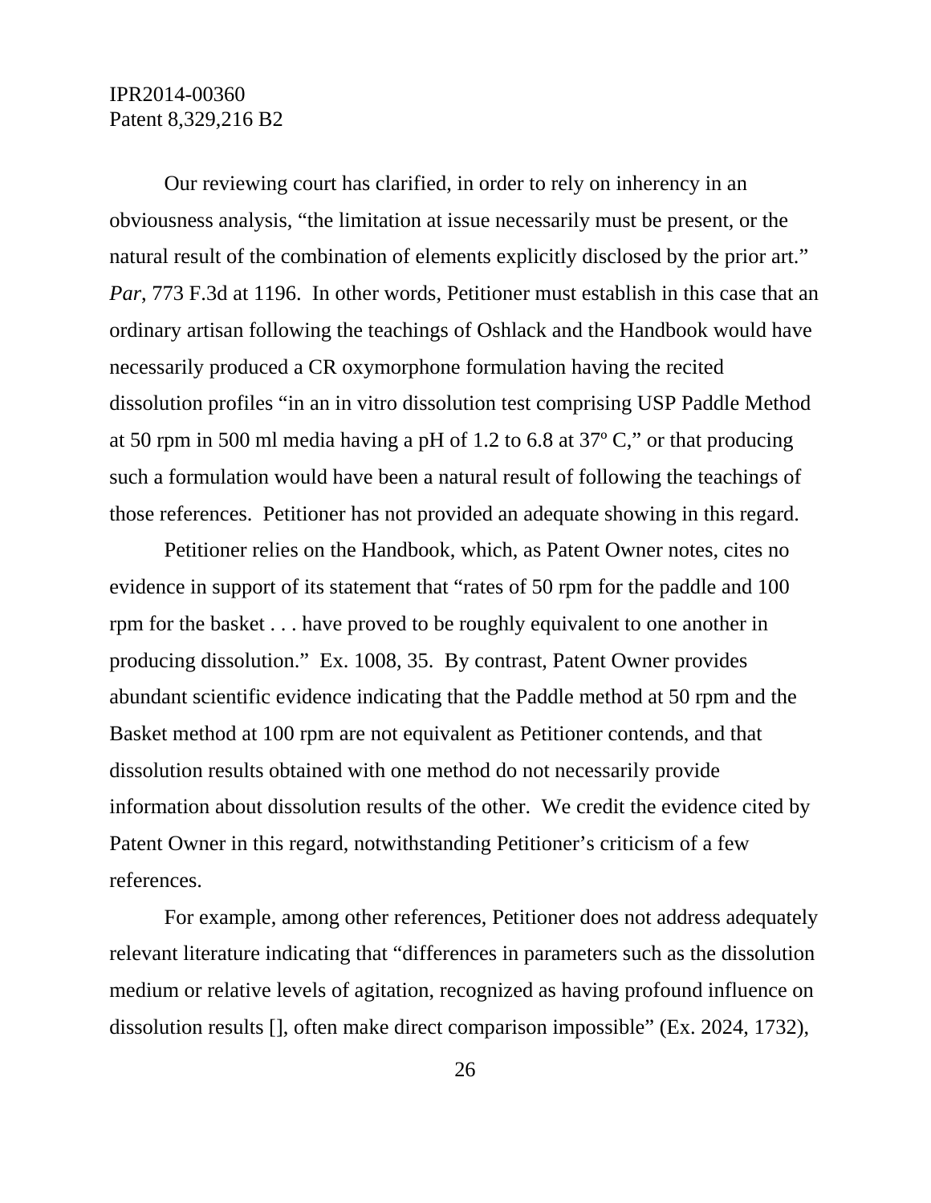Our reviewing court has clarified, in order to rely on inherency in an obviousness analysis, "the limitation at issue necessarily must be present, or the natural result of the combination of elements explicitly disclosed by the prior art." *Par*, 773 F.3d at 1196. In other words, Petitioner must establish in this case that an ordinary artisan following the teachings of Oshlack and the Handbook would have necessarily produced a CR oxymorphone formulation having the recited dissolution profiles "in an in vitro dissolution test comprising USP Paddle Method at 50 rpm in 500 ml media having a pH of 1.2 to 6.8 at 37º C," or that producing such a formulation would have been a natural result of following the teachings of those references. Petitioner has not provided an adequate showing in this regard.

Petitioner relies on the Handbook, which, as Patent Owner notes, cites no evidence in support of its statement that "rates of 50 rpm for the paddle and 100 rpm for the basket . . . have proved to be roughly equivalent to one another in producing dissolution." Ex. 1008, 35. By contrast, Patent Owner provides abundant scientific evidence indicating that the Paddle method at 50 rpm and the Basket method at 100 rpm are not equivalent as Petitioner contends, and that dissolution results obtained with one method do not necessarily provide information about dissolution results of the other. We credit the evidence cited by Patent Owner in this regard, notwithstanding Petitioner's criticism of a few references.

For example, among other references, Petitioner does not address adequately relevant literature indicating that "differences in parameters such as the dissolution medium or relative levels of agitation, recognized as having profound influence on dissolution results [], often make direct comparison impossible" (Ex. 2024, 1732),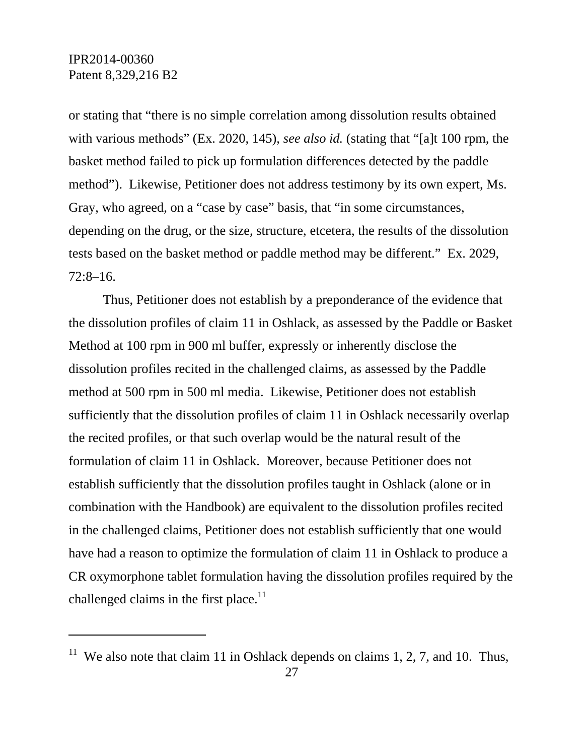or stating that "there is no simple correlation among dissolution results obtained with various methods" (Ex. 2020, 145), *see also id.* (stating that "[a]t 100 rpm, the basket method failed to pick up formulation differences detected by the paddle method"). Likewise, Petitioner does not address testimony by its own expert, Ms. Gray, who agreed, on a "case by case" basis, that "in some circumstances, depending on the drug, or the size, structure, etcetera, the results of the dissolution tests based on the basket method or paddle method may be different." Ex. 2029, 72:8–16.

Thus, Petitioner does not establish by a preponderance of the evidence that the dissolution profiles of claim 11 in Oshlack, as assessed by the Paddle or Basket Method at 100 rpm in 900 ml buffer, expressly or inherently disclose the dissolution profiles recited in the challenged claims, as assessed by the Paddle method at 500 rpm in 500 ml media. Likewise, Petitioner does not establish sufficiently that the dissolution profiles of claim 11 in Oshlack necessarily overlap the recited profiles, or that such overlap would be the natural result of the formulation of claim 11 in Oshlack. Moreover, because Petitioner does not establish sufficiently that the dissolution profiles taught in Oshlack (alone or in combination with the Handbook) are equivalent to the dissolution profiles recited in the challenged claims, Petitioner does not establish sufficiently that one would have had a reason to optimize the formulation of claim 11 in Oshlack to produce a CR oxymorphone tablet formulation having the dissolution profiles required by the challenged claims in the first place.[11]

---

[11] We also note that claim 11 in Oshlack depends on claims 1, 2, 7, and 10. Thus,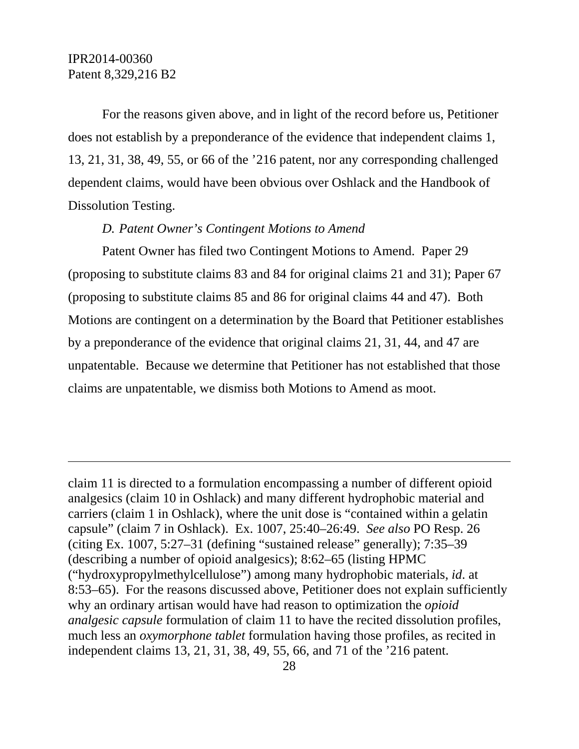For the reasons given above, and in light of the record before us, Petitioner does not establish by a preponderance of the evidence that independent claims 1, 13, 21, 31, 38, 49, 55, or 66 of the ’216 patent, nor any corresponding challenged dependent claims, would have been obvious over Oshlack and the Handbook of Dissolution Testing.

*D. Patent Owner’s Contingent Motions to Amend*

Patent Owner has filed two Contingent Motions to Amend. Paper 29 (proposing to substitute claims 83 and 84 for original claims 21 and 31); Paper 67 (proposing to substitute claims 85 and 86 for original claims 44 and 47). Both Motions are contingent on a determination by the Board that Petitioner establishes by a preponderance of the evidence that original claims 21, 31, 44, and 47 are unpatentable. Because we determine that Petitioner has not established that those claims are unpatentable, we dismiss both Motions to Amend as moot.

---

claim 11 is directed to a formulation encompassing a number of different opioid analgesics (claim 10 in Oshlack) and many different hydrophobic material and carriers (claim 1 in Oshlack), where the unit dose is “contained within a gelatin capsule” (claim 7 in Oshlack). Ex. 1007, 25:40–26:49. *See also* PO Resp. 26 (citing Ex. 1007, 5:27–31 (defining “sustained release” generally); 7:35–39 (describing a number of opioid analgesics); 8:62–65 (listing HPMC (“hydroxypropylmethylcellulose”) among many hydrophobic materials, *id*. at 8:53–65). For the reasons discussed above, Petitioner does not explain sufficiently why an ordinary artisan would have had reason to optimization the *opioid analgesic capsule* formulation of claim 11 to have the recited dissolution profiles, much less an *oxymorphone tablet* formulation having those profiles, as recited in independent claims 13, 21, 31, 38, 49, 55, 66, and 71 of the ’216 patent.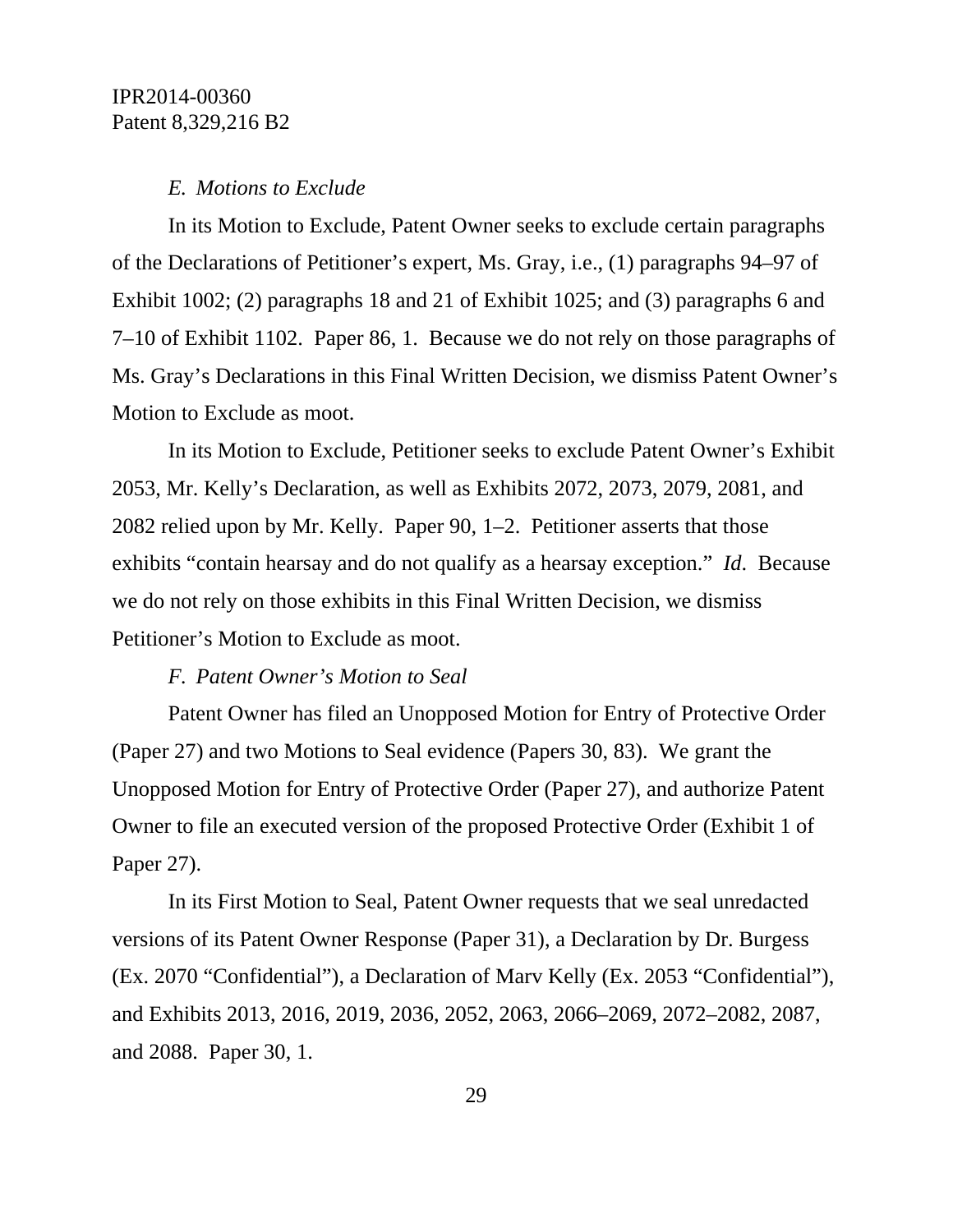### *E. Motions to Exclude*

In its Motion to Exclude, Patent Owner seeks to exclude certain paragraphs of the Declarations of Petitioner's expert, Ms. Gray, i.e., (1) paragraphs 94–97 of Exhibit 1002; (2) paragraphs 18 and 21 of Exhibit 1025; and (3) paragraphs 6 and 7–10 of Exhibit 1102. Paper 86, 1. Because we do not rely on those paragraphs of Ms. Gray's Declarations in this Final Written Decision, we dismiss Patent Owner's Motion to Exclude as moot.

In its Motion to Exclude, Petitioner seeks to exclude Patent Owner's Exhibit 2053, Mr. Kelly's Declaration, as well as Exhibits 2072, 2073, 2079, 2081, and 2082 relied upon by Mr. Kelly. Paper 90, 1–2. Petitioner asserts that those exhibits "contain hearsay and do not qualify as a hearsay exception." *Id*. Because we do not rely on those exhibits in this Final Written Decision, we dismiss Petitioner's Motion to Exclude as moot.

### *F. Patent Owner's Motion to Seal*

Patent Owner has filed an Unopposed Motion for Entry of Protective Order (Paper 27) and two Motions to Seal evidence (Papers 30, 83). We grant the Unopposed Motion for Entry of Protective Order (Paper 27), and authorize Patent Owner to file an executed version of the proposed Protective Order (Exhibit 1 of Paper 27).

In its First Motion to Seal, Patent Owner requests that we seal unredacted versions of its Patent Owner Response (Paper 31), a Declaration by Dr. Burgess (Ex. 2070 "Confidential"), a Declaration of Marv Kelly (Ex. 2053 "Confidential"), and Exhibits 2013, 2016, 2019, 2036, 2052, 2063, 2066–2069, 2072–2082, 2087, and 2088. Paper 30, 1.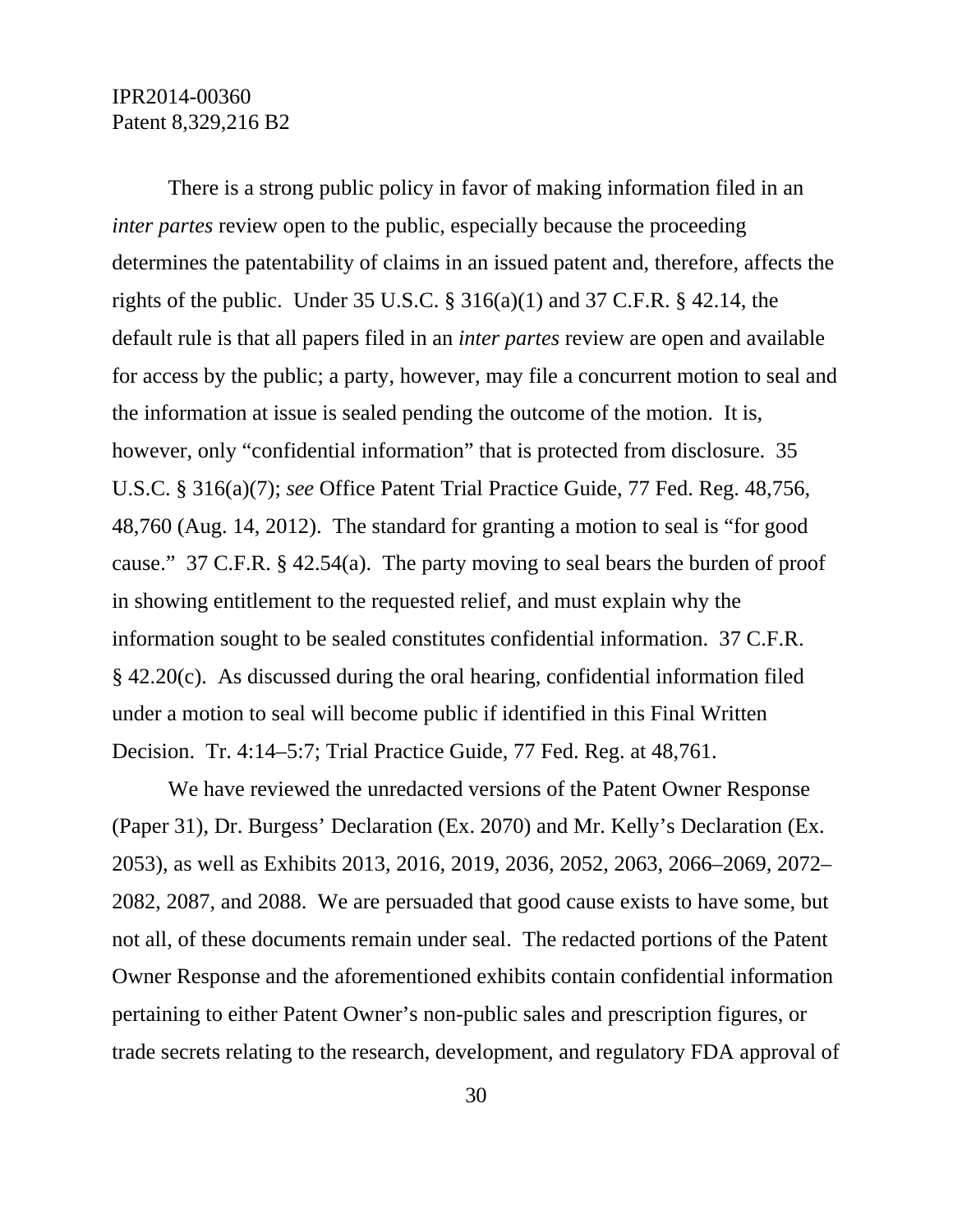There is a strong public policy in favor of making information filed in an *inter partes* review open to the public, especially because the proceeding determines the patentability of claims in an issued patent and, therefore, affects the rights of the public. Under 35 U.S.C. § 316(a)(1) and 37 C.F.R. § 42.14, the default rule is that all papers filed in an *inter partes* review are open and available for access by the public; a party, however, may file a concurrent motion to seal and the information at issue is sealed pending the outcome of the motion. It is, however, only "confidential information" that is protected from disclosure. 35 U.S.C. § 316(a)(7); *see* Office Patent Trial Practice Guide, 77 Fed. Reg. 48,756, 48,760 (Aug. 14, 2012). The standard for granting a motion to seal is "for good cause." 37 C.F.R. § 42.54(a). The party moving to seal bears the burden of proof in showing entitlement to the requested relief, and must explain why the information sought to be sealed constitutes confidential information. 37 C.F.R. § 42.20(c). As discussed during the oral hearing, confidential information filed under a motion to seal will become public if identified in this Final Written Decision. Tr. 4:14–5:7; Trial Practice Guide, 77 Fed. Reg. at 48,761.

We have reviewed the unredacted versions of the Patent Owner Response (Paper 31), Dr. Burgess' Declaration (Ex. 2070) and Mr. Kelly's Declaration (Ex. 2053), as well as Exhibits 2013, 2016, 2019, 2036, 2052, 2063, 2066–2069, 2072–2082, 2087, and 2088. We are persuaded that good cause exists to have some, but not all, of these documents remain under seal. The redacted portions of the Patent Owner Response and the aforementioned exhibits contain confidential information pertaining to either Patent Owner's non-public sales and prescription figures, or trade secrets relating to the research, development, and regulatory FDA approval of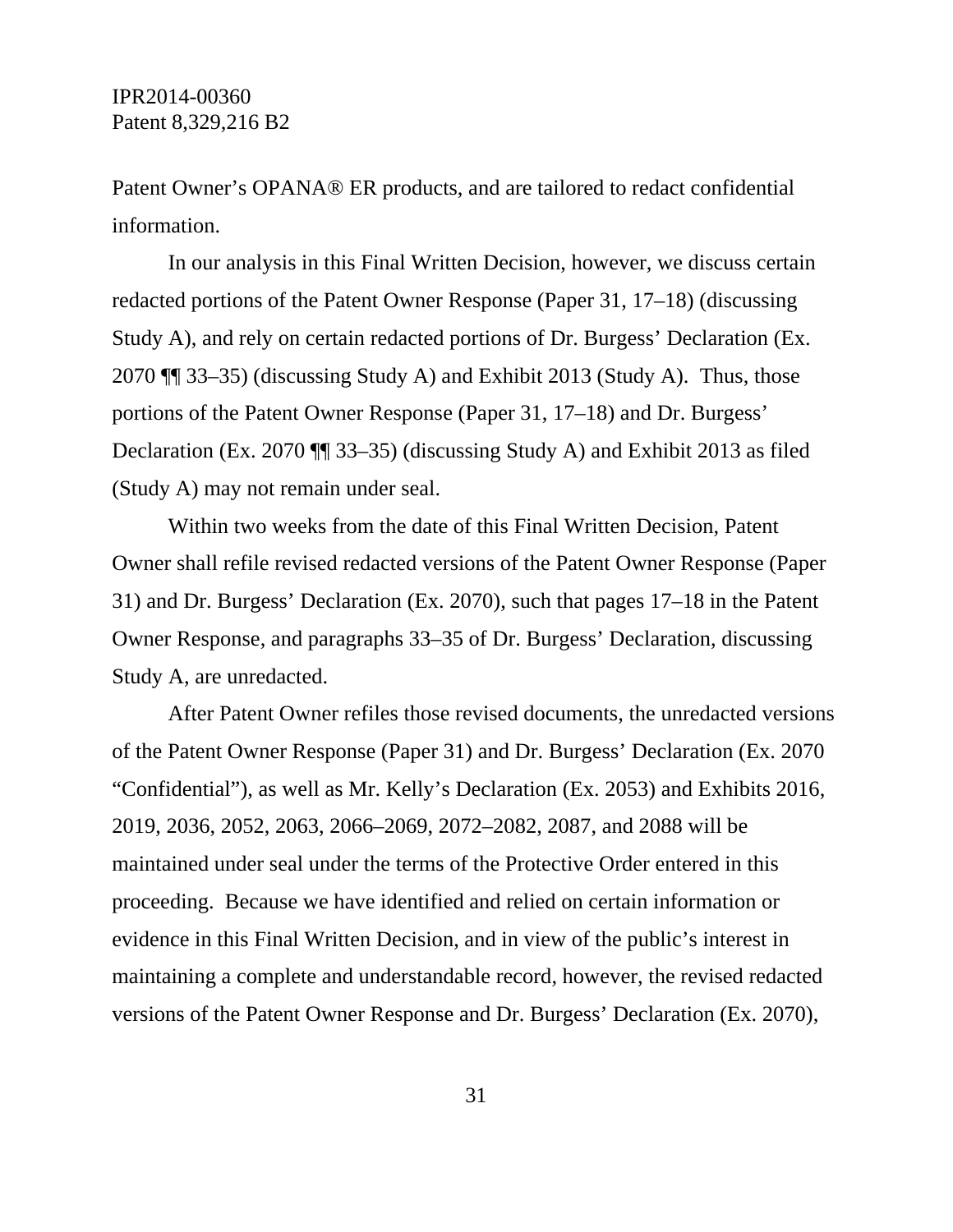Patent Owner's OPANA® ER products, and are tailored to redact confidential information.

In our analysis in this Final Written Decision, however, we discuss certain redacted portions of the Patent Owner Response (Paper 31, 17–18) (discussing Study A), and rely on certain redacted portions of Dr. Burgess' Declaration (Ex. 2070 ¶¶ 33–35) (discussing Study A) and Exhibit 2013 (Study A). Thus, those portions of the Patent Owner Response (Paper 31, 17–18) and Dr. Burgess' Declaration (Ex. 2070 ¶¶ 33–35) (discussing Study A) and Exhibit 2013 as filed (Study A) may not remain under seal.

Within two weeks from the date of this Final Written Decision, Patent Owner shall refile revised redacted versions of the Patent Owner Response (Paper 31) and Dr. Burgess' Declaration (Ex. 2070), such that pages 17–18 in the Patent Owner Response, and paragraphs 33–35 of Dr. Burgess' Declaration, discussing Study A, are unredacted.

After Patent Owner refiles those revised documents, the unredacted versions of the Patent Owner Response (Paper 31) and Dr. Burgess' Declaration (Ex. 2070 "Confidential"), as well as Mr. Kelly's Declaration (Ex. 2053) and Exhibits 2016, 2019, 2036, 2052, 2063, 2066–2069, 2072–2082, 2087, and 2088 will be maintained under seal under the terms of the Protective Order entered in this proceeding. Because we have identified and relied on certain information or evidence in this Final Written Decision, and in view of the public's interest in maintaining a complete and understandable record, however, the revised redacted versions of the Patent Owner Response and Dr. Burgess' Declaration (Ex. 2070),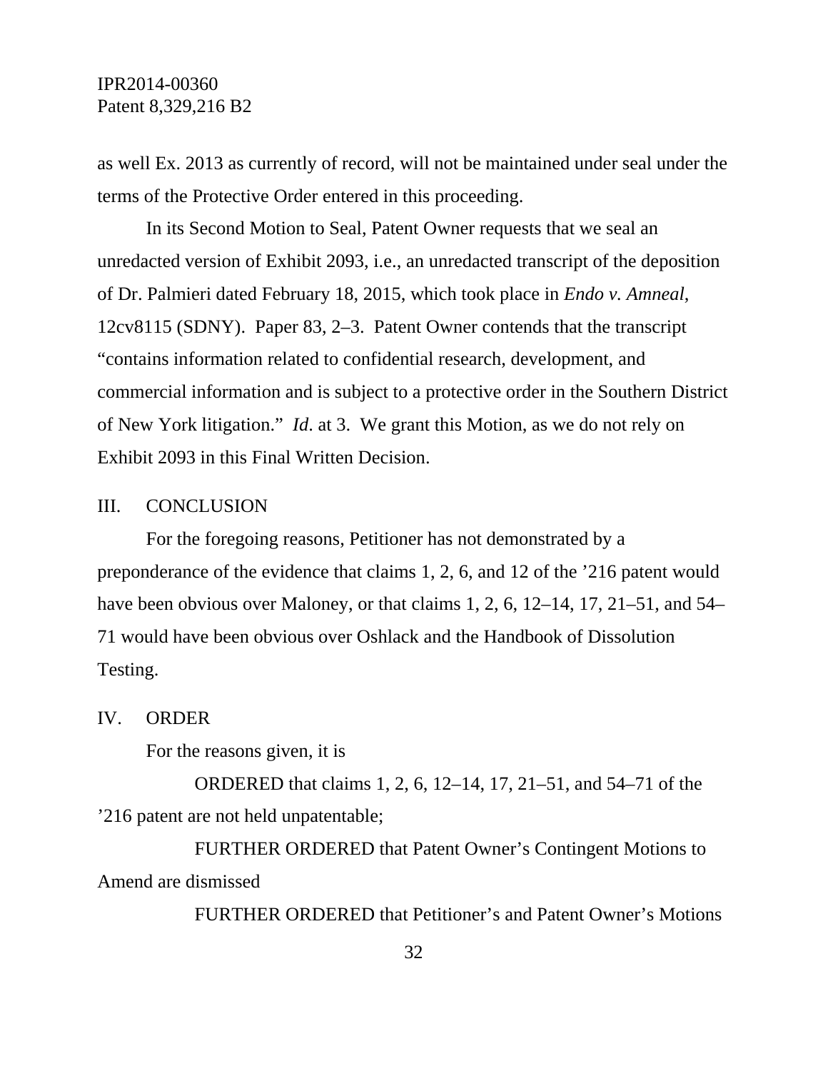as well Ex. 2013 as currently of record, will not be maintained under seal under the terms of the Protective Order entered in this proceeding.

In its Second Motion to Seal, Patent Owner requests that we seal an unredacted version of Exhibit 2093, i.e., an unredacted transcript of the deposition of Dr. Palmieri dated February 18, 2015, which took place in *Endo v. Amneal*, 12cv8115 (SDNY). Paper 83, 2–3. Patent Owner contends that the transcript "contains information related to confidential research, development, and commercial information and is subject to a protective order in the Southern District of New York litigation." *Id*. at 3. We grant this Motion, as we do not rely on Exhibit 2093 in this Final Written Decision.

## III. CONCLUSION

For the foregoing reasons, Petitioner has not demonstrated by a preponderance of the evidence that claims 1, 2, 6, and 12 of the '216 patent would have been obvious over Maloney, or that claims 1, 2, 6, 12–14, 17, 21–51, and 54–71 would have been obvious over Oshlack and the Handbook of Dissolution Testing.

## IV. ORDER

For the reasons given, it is

ORDERED that claims 1, 2, 6, 12–14, 17, 21–51, and 54–71 of the '216 patent are not held unpatentable;

FURTHER ORDERED that Patent Owner's Contingent Motions to Amend are dismissed

FURTHER ORDERED that Petitioner's and Patent Owner's Motions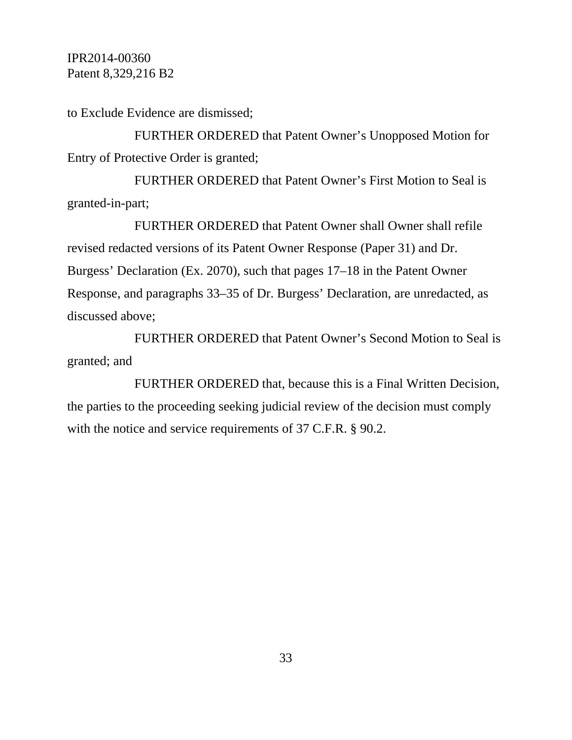to Exclude Evidence are dismissed;

FURTHER ORDERED that Patent Owner's Unopposed Motion for Entry of Protective Order is granted;

FURTHER ORDERED that Patent Owner's First Motion to Seal is granted-in-part;

FURTHER ORDERED that Patent Owner shall Owner shall refile revised redacted versions of its Patent Owner Response (Paper 31) and Dr. Burgess' Declaration (Ex. 2070), such that pages 17–18 in the Patent Owner Response, and paragraphs 33–35 of Dr. Burgess' Declaration, are unredacted, as discussed above;

FURTHER ORDERED that Patent Owner's Second Motion to Seal is granted; and

FURTHER ORDERED that, because this is a Final Written Decision, the parties to the proceeding seeking judicial review of the decision must comply with the notice and service requirements of 37 C.F.R. § 90.2.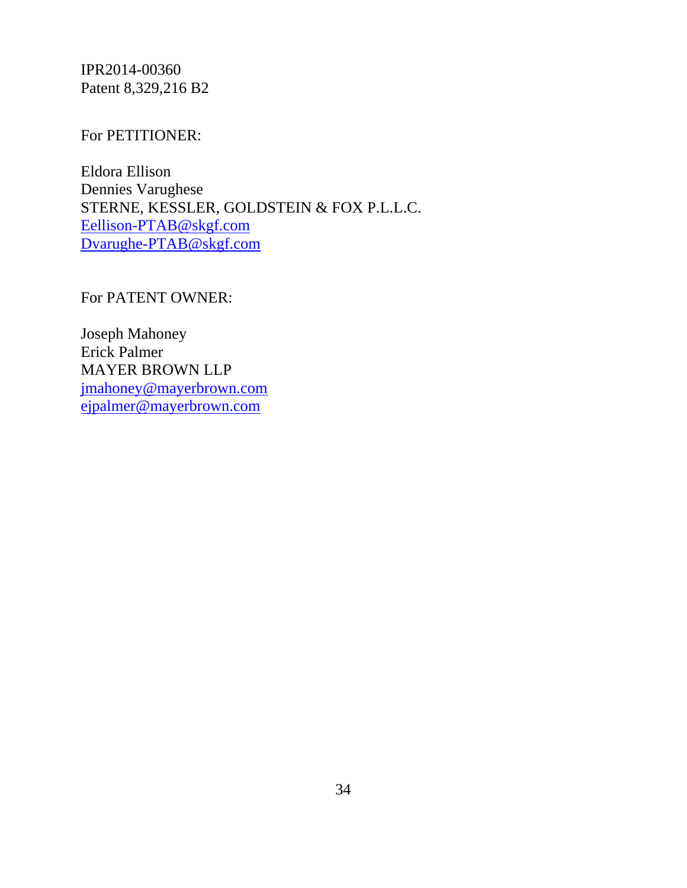IPR2014-00360
Patent 8,329,216 B2

For PETITIONER:

Eldora Ellison
Dennies Varughese
STERNE, KESSLER, GOLDSTEIN & FOX P.L.L.C.
Eellison-PTAB@skgf.com
Dvarughe-PTAB@skgf.com

For PATENT OWNER:

Joseph Mahoney
Erick Palmer
MAYER BROWN LLP
jmahoney@mayerbrown.com
ejpalmer@mayerbrown.com